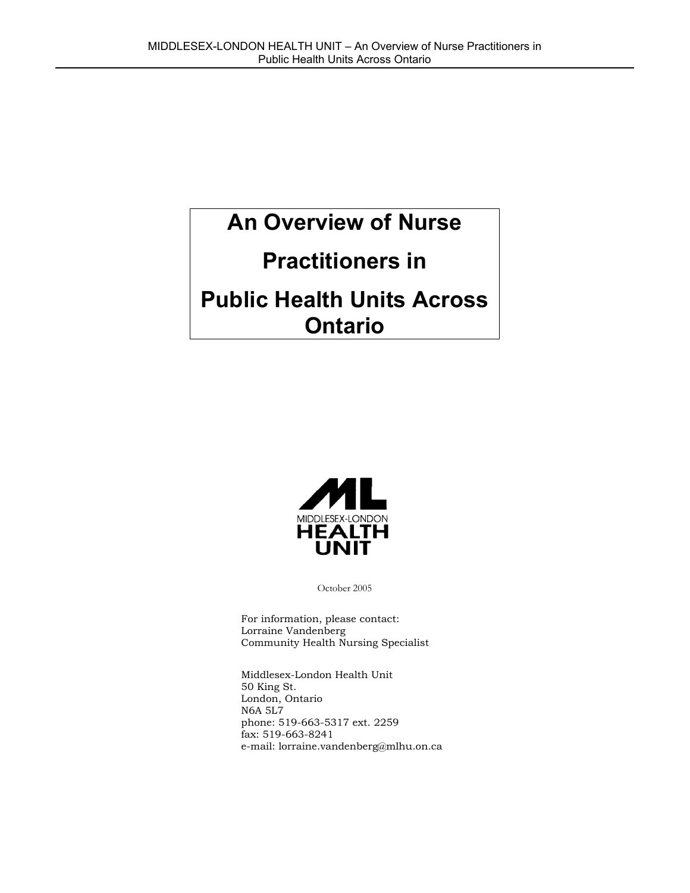# An Overview of Nurse Practitioners in Public Health Units Across Ontario

MIDDLESEX-LONDON HEALTH UNIT

October 2005

For information, please contact:
Lorraine Vandenberg
Community Health Nursing Specialist

Middlesex-London Health Unit
50 King St.
London, Ontario
N6A 5L7
phone: 519-663-5317 ext. 2259
fax: 519-663-8241
e-mail: lorraine.vandenberg@mlhu.on.ca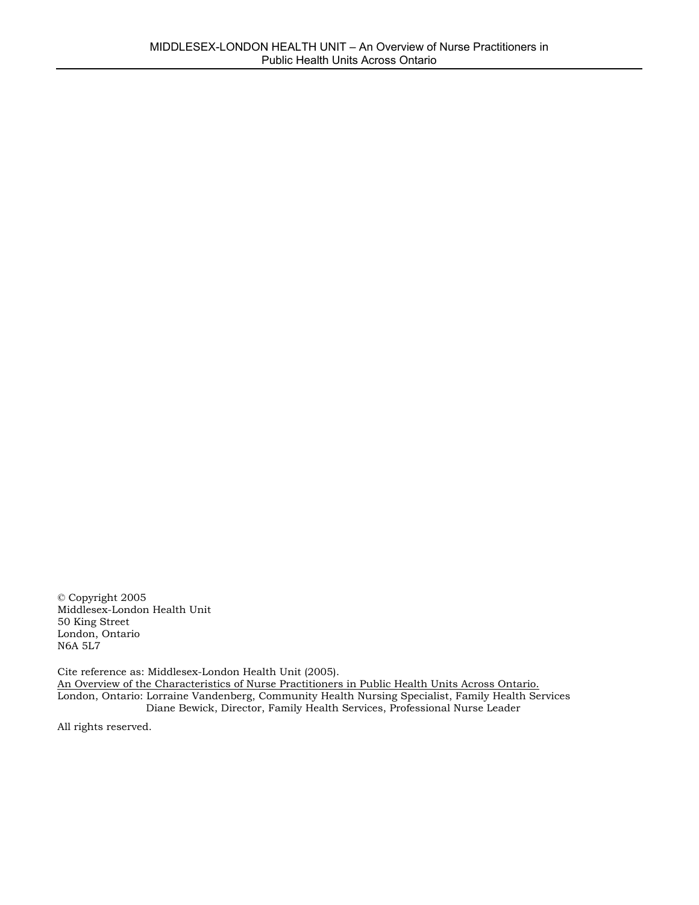© Copyright 2005
Middlesex-London Health Unit
50 King Street
London, Ontario
N6A 5L7

Cite reference as: Middlesex-London Health Unit (2005).
An Overview of the Characteristics of Nurse Practitioners in Public Health Units Across Ontario.
London, Ontario: Lorraine Vandenberg, Community Health Nursing Specialist, Family Health Services
Diane Bewick, Director, Family Health Services, Professional Nurse Leader

All rights reserved.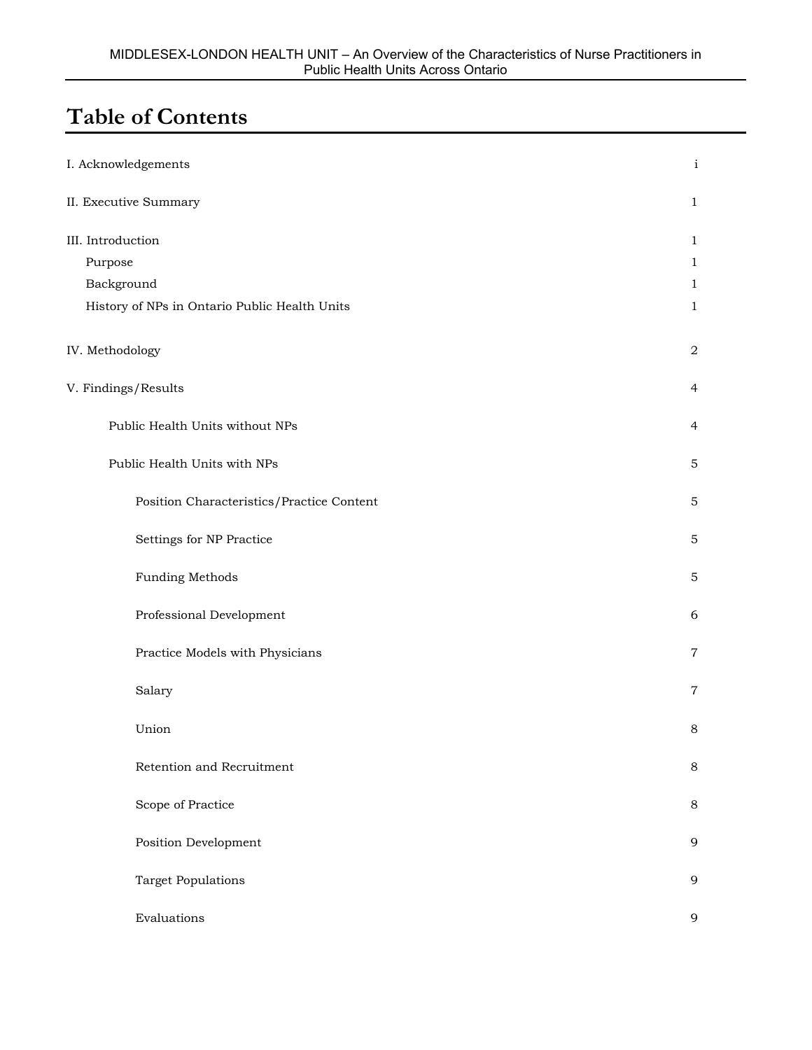# Table of Contents

| | |
|---|---|
| I. Acknowledgements | i |
| II. Executive Summary | 1 |
| III. Introduction | 1 |
| Purpose | 1 |
| Background | 1 |
| History of NPs in Ontario Public Health Units | 1 |
| IV. Methodology | 2 |
| V. Findings/Results | 4 |
| Public Health Units without NPs | 4 |
| Public Health Units with NPs | 5 |
| Position Characteristics/Practice Content | 5 |
| Settings for NP Practice | 5 |
| Funding Methods | 5 |
| Professional Development | 6 |
| Practice Models with Physicians | 7 |
| Salary | 7 |
| Union | 8 |
| Retention and Recruitment | 8 |
| Scope of Practice | 8 |
| Position Development | 9 |
| Target Populations | 9 |
| Evaluations | 9 |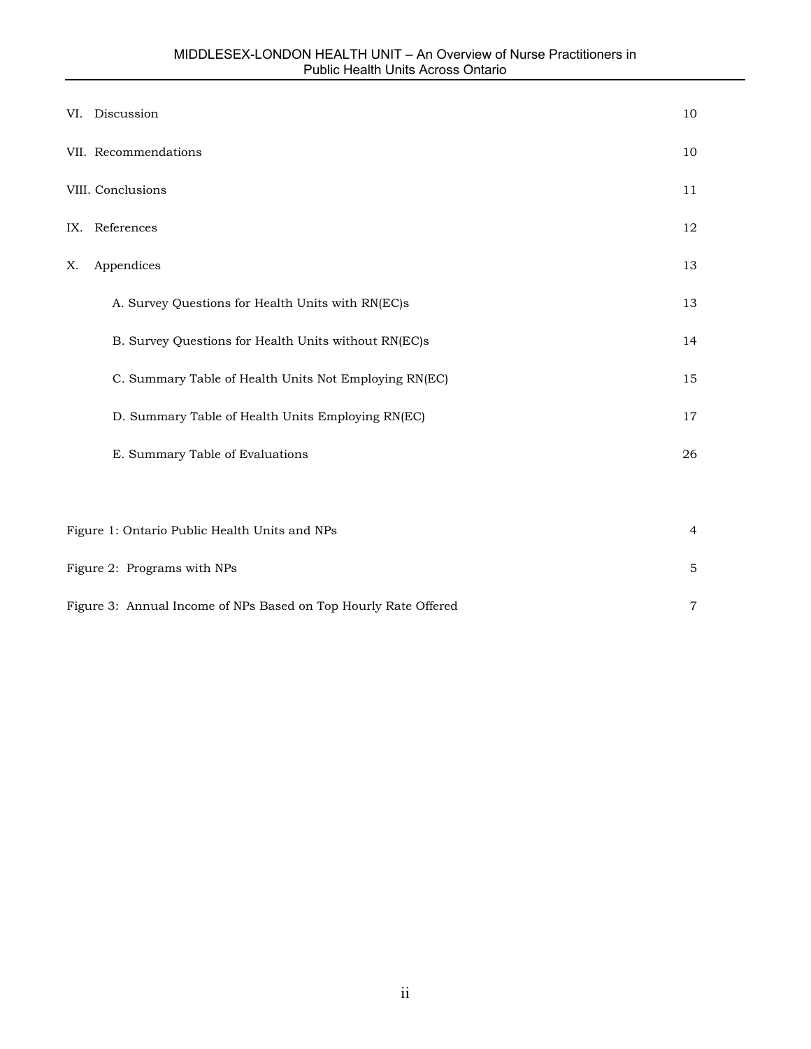| | |
|---|---|
| VI. Discussion | 10 |
| VII. Recommendations | 10 |
| VIII. Conclusions | 11 |
| IX. References | 12 |
| X. Appendices | 13 |
| A. Survey Questions for Health Units with RN(EC)s | 13 |
| B. Survey Questions for Health Units without RN(EC)s | 14 |
| C. Summary Table of Health Units Not Employing RN(EC) | 15 |
| D. Summary Table of Health Units Employing RN(EC) | 17 |
| E. Summary Table of Evaluations | 26 |

| | |
|---|---|
| Figure 1: Ontario Public Health Units and NPs | 4 |
| Figure 2: Programs with NPs | 5 |
| Figure 3: Annual Income of NPs Based on Top Hourly Rate Offered | 7 |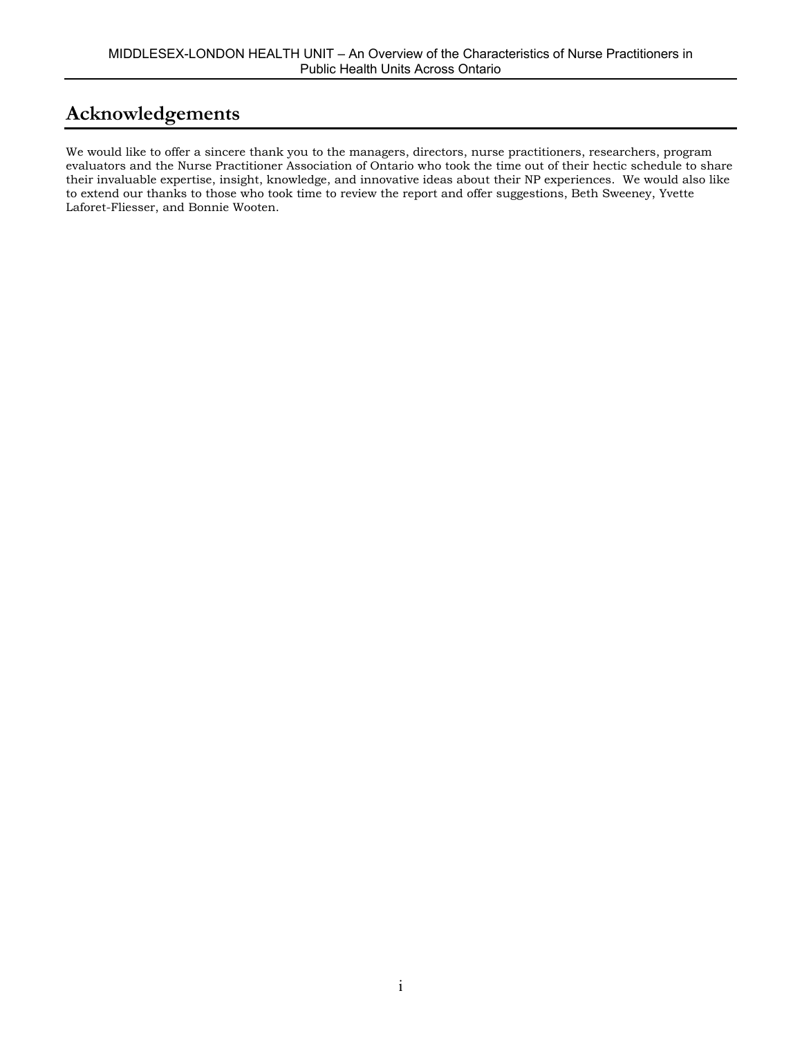# Acknowledgements

We would like to offer a sincere thank you to the managers, directors, nurse practitioners, researchers, program evaluators and the Nurse Practitioner Association of Ontario who took the time out of their hectic schedule to share their invaluable expertise, insight, knowledge, and innovative ideas about their NP experiences. We would also like to extend our thanks to those who took time to review the report and offer suggestions, Beth Sweeney, Yvette Laforet-Fliesser, and Bonnie Wooten.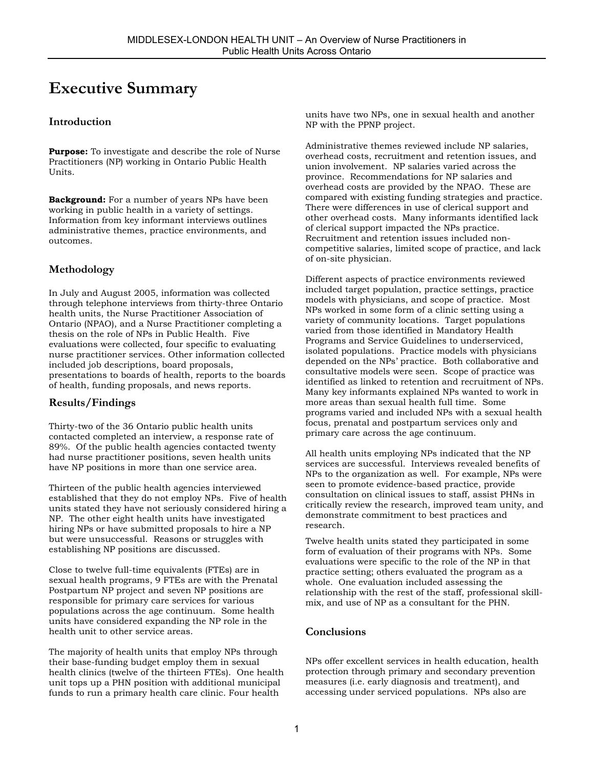# Executive Summary

## Introduction

**Purpose:** To investigate and describe the role of Nurse Practitioners (NP) working in Ontario Public Health Units.

**Background:** For a number of years NPs have been working in public health in a variety of settings. Information from key informant interviews outlines administrative themes, practice environments, and outcomes.

## Methodology

In July and August 2005, information was collected through telephone interviews from thirty-three Ontario health units, the Nurse Practitioner Association of Ontario (NPAO), and a Nurse Practitioner completing a thesis on the role of NPs in Public Health. Five evaluations were collected, four specific to evaluating nurse practitioner services. Other information collected included job descriptions, board proposals, presentations to boards of health, reports to the boards of health, funding proposals, and news reports.

## Results/Findings

Thirty-two of the 36 Ontario public health units contacted completed an interview, a response rate of 89%. Of the public health agencies contacted twenty had nurse practitioner positions, seven health units have NP positions in more than one service area.

Thirteen of the public health agencies interviewed established that they do not employ NPs. Five of health units stated they have not seriously considered hiring a NP. The other eight health units have investigated hiring NPs or have submitted proposals to hire a NP but were unsuccessful. Reasons or struggles with establishing NP positions are discussed.

Close to twelve full-time equivalents (FTEs) are in sexual health programs, 9 FTEs are with the Prenatal Postpartum NP project and seven NP positions are responsible for primary care services for various populations across the age continuum. Some health units have considered expanding the NP role in the health unit to other service areas.

The majority of health units that employ NPs through their base-funding budget employ them in sexual health clinics (twelve of the thirteen FTEs). One health unit tops up a PHN position with additional municipal funds to run a primary health care clinic. Four health units have two NPs, one in sexual health and another NP with the PPNP project.

Administrative themes reviewed include NP salaries, overhead costs, recruitment and retention issues, and union involvement. NP salaries varied across the province. Recommendations for NP salaries and overhead costs are provided by the NPAO. These are compared with existing funding strategies and practice. There were differences in use of clerical support and other overhead costs. Many informants identified lack of clerical support impacted the NPs practice. Recruitment and retention issues included non-competitive salaries, limited scope of practice, and lack of on-site physician.

Different aspects of practice environments reviewed included target population, practice settings, practice models with physicians, and scope of practice. Most NPs worked in some form of a clinic setting using a variety of community locations. Target populations varied from those identified in Mandatory Health Programs and Service Guidelines to underserviced, isolated populations. Practice models with physicians depended on the NPs' practice. Both collaborative and consultative models were seen. Scope of practice was identified as linked to retention and recruitment of NPs. Many key informants explained NPs wanted to work in more areas than sexual health full time. Some programs varied and included NPs with a sexual health focus, prenatal and postpartum services only and primary care across the age continuum.

All health units employing NPs indicated that the NP services are successful. Interviews revealed benefits of NPs to the organization as well. For example, NPs were seen to promote evidence-based practice, provide consultation on clinical issues to staff, assist PHNs in critically review the research, improved team unity, and demonstrate commitment to best practices and research.

Twelve health units stated they participated in some form of evaluation of their programs with NPs. Some evaluations were specific to the role of the NP in that practice setting; others evaluated the program as a whole. One evaluation included assessing the relationship with the rest of the staff, professional skill-mix, and use of NP as a consultant for the PHN.

## Conclusions

NPs offer excellent services in health education, health protection through primary and secondary prevention measures (i.e. early diagnosis and treatment), and accessing under serviced populations. NPs also are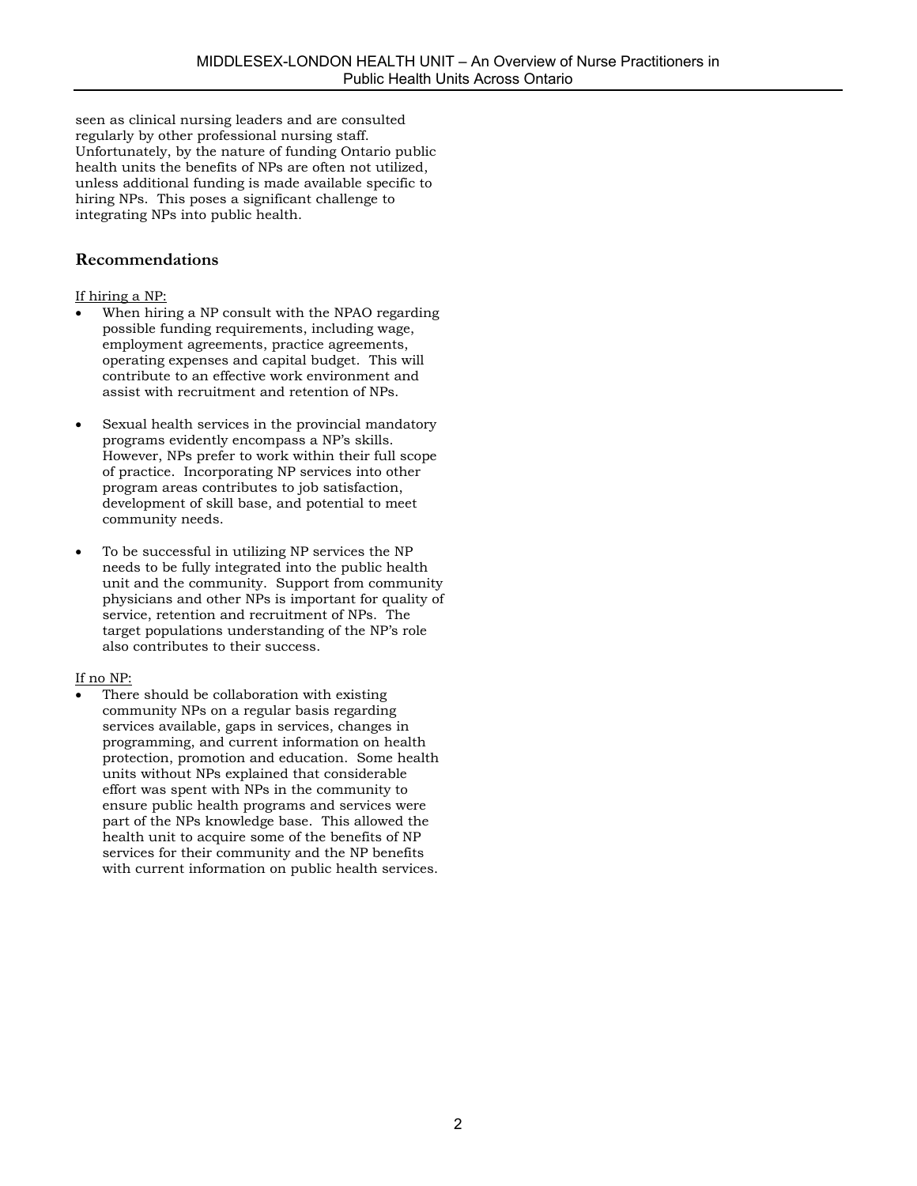seen as clinical nursing leaders and are consulted regularly by other professional nursing staff. Unfortunately, by the nature of funding Ontario public health units the benefits of NPs are often not utilized, unless additional funding is made available specific to hiring NPs. This poses a significant challenge to integrating NPs into public health.

## Recommendations

<u>If hiring a NP:</u>

- When hiring a NP consult with the NPAO regarding possible funding requirements, including wage, employment agreements, practice agreements, operating expenses and capital budget. This will contribute to an effective work environment and assist with recruitment and retention of NPs.

- Sexual health services in the provincial mandatory programs evidently encompass a NP's skills. However, NPs prefer to work within their full scope of practice. Incorporating NP services into other program areas contributes to job satisfaction, development of skill base, and potential to meet community needs.

- To be successful in utilizing NP services the NP needs to be fully integrated into the public health unit and the community. Support from community physicians and other NPs is important for quality of service, retention and recruitment of NPs. The target populations understanding of the NP's role also contributes to their success.

<u>If no NP:</u>

- There should be collaboration with existing community NPs on a regular basis regarding services available, gaps in services, changes in programming, and current information on health protection, promotion and education. Some health units without NPs explained that considerable effort was spent with NPs in the community to ensure public health programs and services were part of the NPs knowledge base. This allowed the health unit to acquire some of the benefits of NP services for their community and the NP benefits with current information on public health services.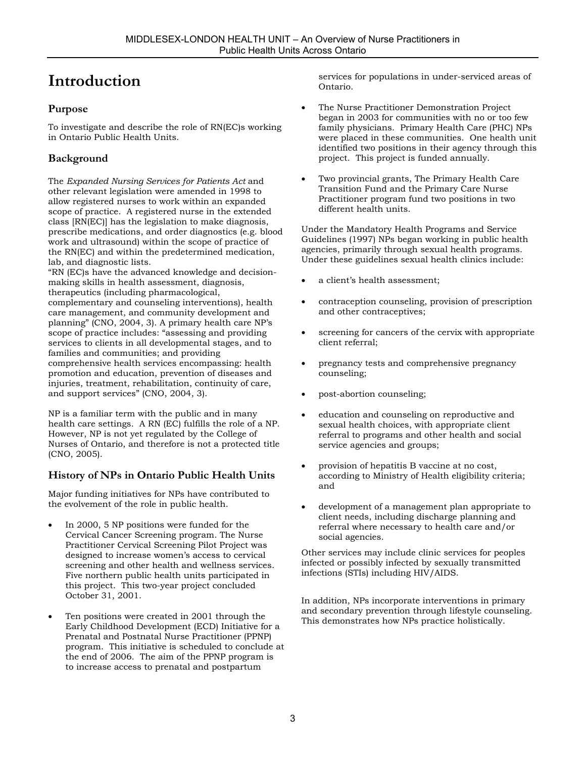# Introduction

## Purpose

To investigate and describe the role of RN(EC)s working in Ontario Public Health Units.

## Background

The *Expanded Nursing Services for Patients Act* and other relevant legislation were amended in 1998 to allow registered nurses to work within an expanded scope of practice. A registered nurse in the extended class [RN(EC)] has the legislation to make diagnosis, prescribe medications, and order diagnostics (e.g. blood work and ultrasound) within the scope of practice of the RN(EC) and within the predetermined medication, lab, and diagnostic lists.
"RN (EC)s have the advanced knowledge and decision-making skills in health assessment, diagnosis, therapeutics (including pharmacological, complementary and counseling interventions), health care management, and community development and planning" (CNO, 2004, 3). A primary health care NP's scope of practice includes: "assessing and providing services to clients in all developmental stages, and to families and communities; and providing comprehensive health services encompassing: health promotion and education, prevention of diseases and injuries, treatment, rehabilitation, continuity of care, and support services" (CNO, 2004, 3).

NP is a familiar term with the public and in many health care settings. A RN (EC) fulfills the role of a NP. However, NP is not yet regulated by the College of Nurses of Ontario, and therefore is not a protected title (CNO, 2005).

## History of NPs in Ontario Public Health Units

Major funding initiatives for NPs have contributed to the evolvement of the role in public health.

- In 2000, 5 NP positions were funded for the Cervical Cancer Screening program. The Nurse Practitioner Cervical Screening Pilot Project was designed to increase women's access to cervical screening and other health and wellness services. Five northern public health units participated in this project. This two-year project concluded October 31, 2001.
- Ten positions were created in 2001 through the Early Childhood Development (ECD) Initiative for a Prenatal and Postnatal Nurse Practitioner (PPNP) program. This initiative is scheduled to conclude at the end of 2006. The aim of the PPNP program is to increase access to prenatal and postpartum services for populations in under-serviced areas of Ontario.
- The Nurse Practitioner Demonstration Project began in 2003 for communities with no or too few family physicians. Primary Health Care (PHC) NPs were placed in these communities. One health unit identified two positions in their agency through this project. This project is funded annually.
- Two provincial grants, The Primary Health Care Transition Fund and the Primary Care Nurse Practitioner program fund two positions in two different health units.

Under the Mandatory Health Programs and Service Guidelines (1997) NPs began working in public health agencies, primarily through sexual health programs. Under these guidelines sexual health clinics include:

- a client's health assessment;
- contraception counseling, provision of prescription and other contraceptives;
- screening for cancers of the cervix with appropriate client referral;
- pregnancy tests and comprehensive pregnancy counseling;
- post-abortion counseling;
- education and counseling on reproductive and sexual health choices, with appropriate client referral to programs and other health and social service agencies and groups;
- provision of hepatitis B vaccine at no cost, according to Ministry of Health eligibility criteria; and
- development of a management plan appropriate to client needs, including discharge planning and referral where necessary to health care and/or social agencies.

Other services may include clinic services for peoples infected or possibly infected by sexually transmitted infections (STIs) including HIV/AIDS.

In addition, NPs incorporate interventions in primary and secondary prevention through lifestyle counseling. This demonstrates how NPs practice holistically.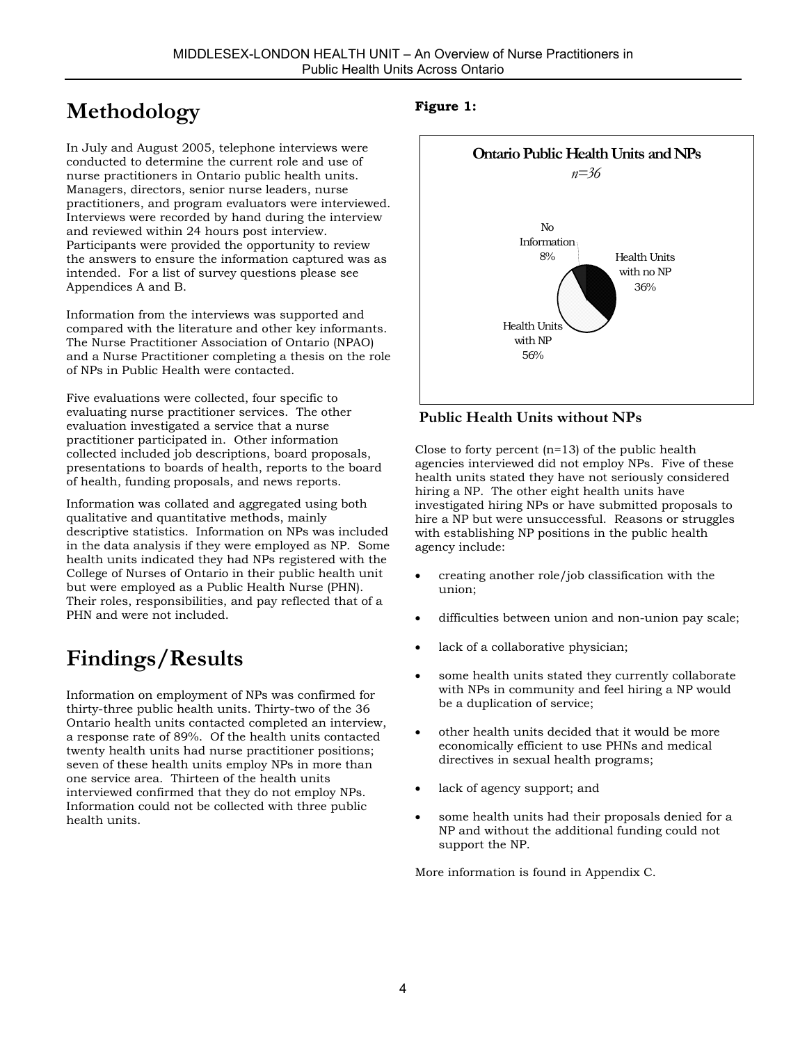# Methodology

In July and August 2005, telephone interviews were conducted to determine the current role and use of nurse practitioners in Ontario public health units. Managers, directors, senior nurse leaders, nurse practitioners, and program evaluators were interviewed. Interviews were recorded by hand during the interview and reviewed within 24 hours post interview. Participants were provided the opportunity to review the answers to ensure the information captured was as intended. For a list of survey questions please see Appendices A and B.

Information from the interviews was supported and compared with the literature and other key informants. The Nurse Practitioner Association of Ontario (NPAO) and a Nurse Practitioner completing a thesis on the role of NPs in Public Health were contacted.

Five evaluations were collected, four specific to evaluating nurse practitioner services. The other evaluation investigated a service that a nurse practitioner participated in. Other information collected included job descriptions, board proposals, presentations to boards of health, reports to the board of health, funding proposals, and news reports.

Information was collated and aggregated using both qualitative and quantitative methods, mainly descriptive statistics. Information on NPs was included in the data analysis if they were employed as NP. Some health units indicated they had NPs registered with the College of Nurses of Ontario in their public health unit but were employed as a Public Health Nurse (PHN). Their roles, responsibilities, and pay reflected that of a PHN and were not included.

# Findings/Results

Information on employment of NPs was confirmed for thirty-three public health units. Thirty-two of the 36 Ontario health units contacted completed an interview, a response rate of 89%. Of the health units contacted twenty health units had nurse practitioner positions; seven of these health units employ NPs in more than one service area. Thirteen of the health units interviewed confirmed that they do not employ NPs. Information could not be collected with three public health units.

**Figure 1:**

**Ontario Public Health Units and NPs**
*n=36*

- Health Units with no NP: 36%
- Health Units with NP: 56%
- No Information: 8%

### Public Health Units without NPs

Close to forty percent (n=13) of the public health agencies interviewed did not employ NPs. Five of these health units stated they have not seriously considered hiring a NP. The other eight health units have investigated hiring NPs or have submitted proposals to hire a NP but were unsuccessful. Reasons or struggles with establishing NP positions in the public health agency include:

- creating another role/job classification with the union;
- difficulties between union and non-union pay scale;
- lack of a collaborative physician;
- some health units stated they currently collaborate with NPs in community and feel hiring a NP would be a duplication of service;
- other health units decided that it would be more economically efficient to use PHNs and medical directives in sexual health programs;
- lack of agency support; and
- some health units had their proposals denied for a NP and without the additional funding could not support the NP.

More information is found in Appendix C.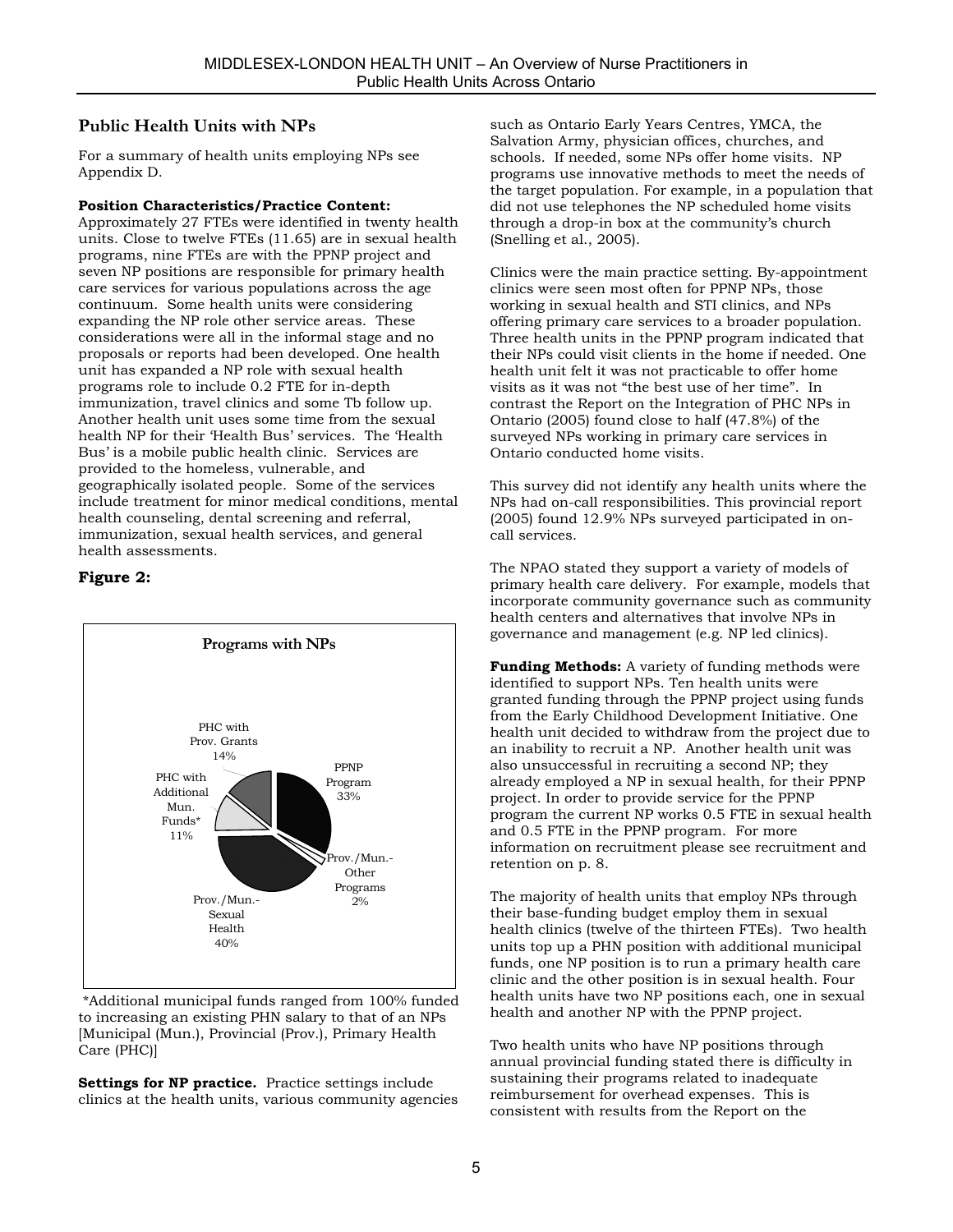## Public Health Units with NPs

For a summary of health units employing NPs see Appendix D.

**Position Characteristics/Practice Content:** Approximately 27 FTEs were identified in twenty health units. Close to twelve FTEs (11.65) are in sexual health programs, nine FTEs are with the PPNP project and seven NP positions are responsible for primary health care services for various populations across the age continuum. Some health units were considering expanding the NP role other service areas. These considerations were all in the informal stage and no proposals or reports had been developed. One health unit has expanded a NP role with sexual health programs role to include 0.2 FTE for in-depth immunization, travel clinics and some Tb follow up. Another health unit uses some time from the sexual health NP for their 'Health Bus' services. The 'Health Bus' is a mobile public health clinic. Services are provided to the homeless, vulnerable, and geographically isolated people. Some of the services include treatment for minor medical conditions, mental health counseling, dental screening and referral, immunization, sexual health services, and general health assessments.

**Figure 2:**

Programs with NPs

- PPNP Program 33%
- Prov./Mun.- Other Programs 2%
- Prov./Mun.- Sexual Health 40%
- PHC with Additional Mun. Funds* 11%
- PHC with Prov. Grants 14%

*Additional municipal funds ranged from 100% funded to increasing an existing PHN salary to that of an NPs [Municipal (Mun.), Provincial (Prov.), Primary Health Care (PHC)]

**Settings for NP practice.** Practice settings include clinics at the health units, various community agencies such as Ontario Early Years Centres, YMCA, the Salvation Army, physician offices, churches, and schools. If needed, some NPs offer home visits. NP programs use innovative methods to meet the needs of the target population. For example, in a population that did not use telephones the NP scheduled home visits through a drop-in box at the community's church (Snelling et al., 2005).

Clinics were the main practice setting. By-appointment clinics were seen most often for PPNP NPs, those working in sexual health and STI clinics, and NPs offering primary care services to a broader population. Three health units in the PPNP program indicated that their NPs could visit clients in the home if needed. One health unit felt it was not practicable to offer home visits as it was not "the best use of her time". In contrast the Report on the Integration of PHC NPs in Ontario (2005) found close to half (47.8%) of the surveyed NPs working in primary care services in Ontario conducted home visits.

This survey did not identify any health units where the NPs had on-call responsibilities. This provincial report (2005) found 12.9% NPs surveyed participated in on-call services.

The NPAO stated they support a variety of models of primary health care delivery. For example, models that incorporate community governance such as community health centers and alternatives that involve NPs in governance and management (e.g. NP led clinics).

**Funding Methods:** A variety of funding methods were identified to support NPs. Ten health units were granted funding through the PPNP project using funds from the Early Childhood Development Initiative. One health unit decided to withdraw from the project due to an inability to recruit a NP. Another health unit was also unsuccessful in recruiting a second NP; they already employed a NP in sexual health, for their PPNP project. In order to provide service for the PPNP program the current NP works 0.5 FTE in sexual health and 0.5 FTE in the PPNP program. For more information on recruitment please see recruitment and retention on p. 8.

The majority of health units that employ NPs through their base-funding budget employ them in sexual health clinics (twelve of the thirteen FTEs). Two health units top up a PHN position with additional municipal funds, one NP position is to run a primary health care clinic and the other position is in sexual health. Four health units have two NP positions each, one in sexual health and another NP with the PPNP project.

Two health units who have NP positions through annual provincial funding stated there is difficulty in sustaining their programs related to inadequate reimbursement for overhead expenses. This is consistent with results from the Report on the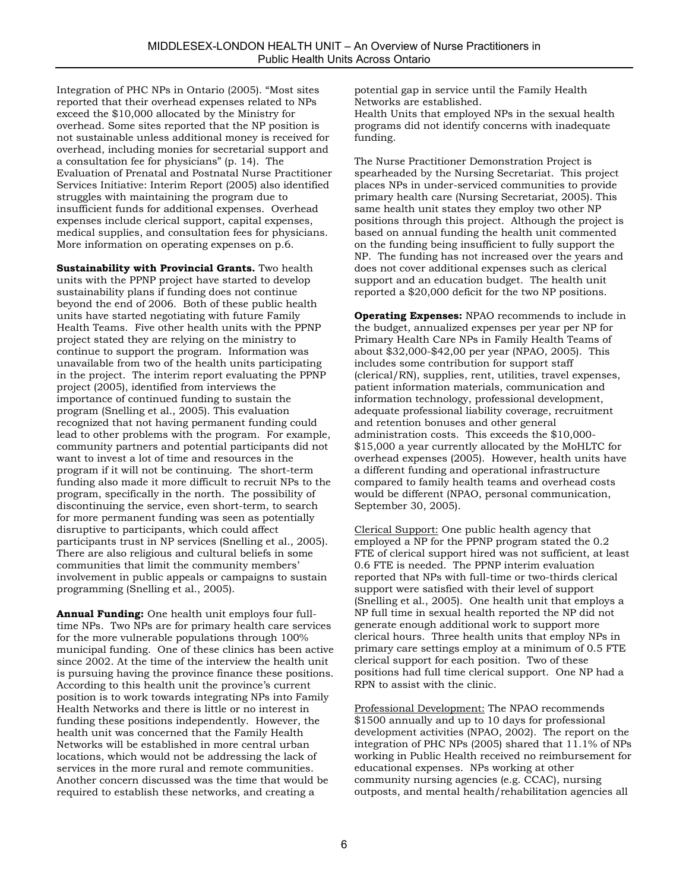Integration of PHC NPs in Ontario (2005). "Most sites reported that their overhead expenses related to NPs exceed the $10,000 allocated by the Ministry for overhead. Some sites reported that the NP position is not sustainable unless additional money is received for overhead, including monies for secretarial support and a consultation fee for physicians" (p. 14). The Evaluation of Prenatal and Postnatal Nurse Practitioner Services Initiative: Interim Report (2005) also identified struggles with maintaining the program due to insufficient funds for additional expenses. Overhead expenses include clerical support, capital expenses, medical supplies, and consultation fees for physicians. More information on operating expenses on p.6.

**Sustainability with Provincial Grants.** Two health units with the PPNP project have started to develop sustainability plans if funding does not continue beyond the end of 2006. Both of these public health units have started negotiating with future Family Health Teams. Five other health units with the PPNP project stated they are relying on the ministry to continue to support the program. Information was unavailable from two of the health units participating in the project. The interim report evaluating the PPNP project (2005), identified from interviews the importance of continued funding to sustain the program (Snelling et al., 2005). This evaluation recognized that not having permanent funding could lead to other problems with the program. For example, community partners and potential participants did not want to invest a lot of time and resources in the program if it will not be continuing. The short-term funding also made it more difficult to recruit NPs to the program, specifically in the north. The possibility of discontinuing the service, even short-term, to search for more permanent funding was seen as potentially disruptive to participants, which could affect participants trust in NP services (Snelling et al., 2005). There are also religious and cultural beliefs in some communities that limit the community members' involvement in public appeals or campaigns to sustain programming (Snelling et al., 2005).

**Annual Funding:** One health unit employs four full-time NPs. Two NPs are for primary health care services for the more vulnerable populations through 100% municipal funding. One of these clinics has been active since 2002. At the time of the interview the health unit is pursuing having the province finance these positions. According to this health unit the province's current position is to work towards integrating NPs into Family Health Networks and there is little or no interest in funding these positions independently. However, the health unit was concerned that the Family Health Networks will be established in more central urban locations, which would not be addressing the lack of services in the more rural and remote communities. Another concern discussed was the time that would be required to establish these networks, and creating a potential gap in service until the Family Health Networks are established.
Health Units that employed NPs in the sexual health programs did not identify concerns with inadequate funding.

The Nurse Practitioner Demonstration Project is spearheaded by the Nursing Secretariat. This project places NPs in under-serviced communities to provide primary health care (Nursing Secretariat, 2005). This same health unit states they employ two other NP positions through this project. Although the project is based on annual funding the health unit commented on the funding being insufficient to fully support the NP. The funding has not increased over the years and does not cover additional expenses such as clerical support and an education budget. The health unit reported a $20,000 deficit for the two NP positions.

**Operating Expenses:** NPAO recommends to include in the budget, annualized expenses per year per NP for Primary Health Care NPs in Family Health Teams of about $32,000-$42,00 per year (NPAO, 2005). This includes some contribution for support staff (clerical/RN), supplies, rent, utilities, travel expenses, patient information materials, communication and information technology, professional development, adequate professional liability coverage, recruitment and retention bonuses and other general administration costs. This exceeds the $10,000-$15,000 a year currently allocated by the MoHLTC for overhead expenses (2005). However, health units have a different funding and operational infrastructure compared to family health teams and overhead costs would be different (NPAO, personal communication, September 30, 2005).

<u>Clerical Support:</u> One public health agency that employed a NP for the PPNP program stated the 0.2 FTE of clerical support hired was not sufficient, at least 0.6 FTE is needed. The PPNP interim evaluation reported that NPs with full-time or two-thirds clerical support were satisfied with their level of support (Snelling et al., 2005). One health unit that employs a NP full time in sexual health reported the NP did not generate enough additional work to support more clerical hours. Three health units that employ NPs in primary care settings employ at a minimum of 0.5 FTE clerical support for each position. Two of these positions had full time clerical support. One NP had a RPN to assist with the clinic.

<u>Professional Development:</u> The NPAO recommends $1500 annually and up to 10 days for professional development activities (NPAO, 2002). The report on the integration of PHC NPs (2005) shared that 11.1% of NPs working in Public Health received no reimbursement for educational expenses. NPs working at other community nursing agencies (e.g. CCAC), nursing outposts, and mental health/rehabilitation agencies all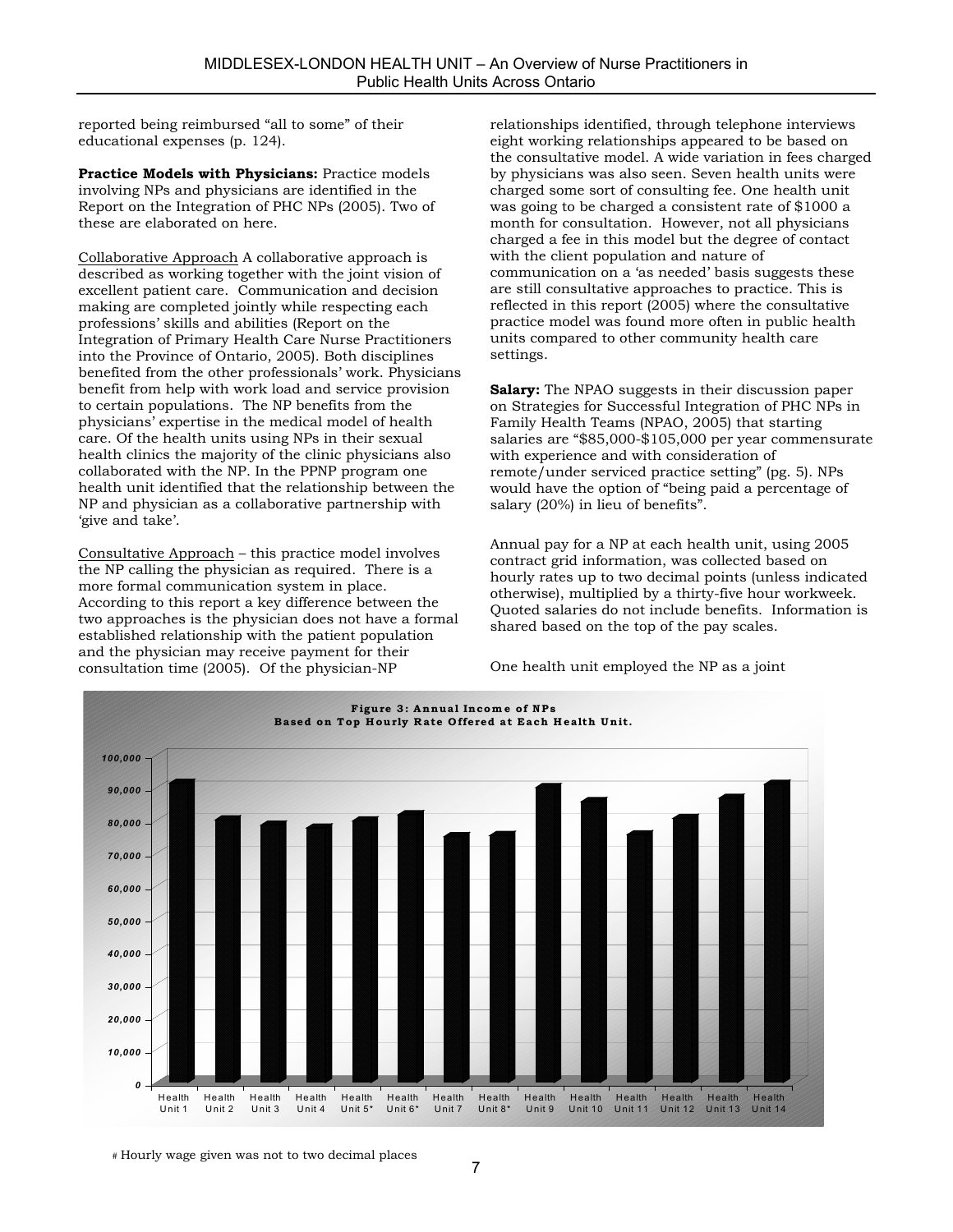reported being reimbursed "all to some" of their educational expenses (p. 124).

**Practice Models with Physicians:** Practice models involving NPs and physicians are identified in the Report on the Integration of PHC NPs (2005). Two of these are elaborated on here.

Collaborative Approach A collaborative approach is described as working together with the joint vision of excellent patient care. Communication and decision making are completed jointly while respecting each professions' skills and abilities (Report on the Integration of Primary Health Care Nurse Practitioners into the Province of Ontario, 2005). Both disciplines benefited from the other professionals' work. Physicians benefit from help with work load and service provision to certain populations. The NP benefits from the physicians' expertise in the medical model of health care. Of the health units using NPs in their sexual health clinics the majority of the clinic physicians also collaborated with the NP. In the PPNP program one health unit identified that the relationship between the NP and physician as a collaborative partnership with 'give and take'.

Consultative Approach – this practice model involves the NP calling the physician as required. There is a more formal communication system in place. According to this report a key difference between the two approaches is the physician does not have a formal established relationship with the patient population and the physician may receive payment for their consultation time (2005). Of the physician-NP relationships identified, through telephone interviews eight working relationships appeared to be based on the consultative model. A wide variation in fees charged by physicians was also seen. Seven health units were charged some sort of consulting fee. One health unit was going to be charged a consistent rate of $1000 a month for consultation. However, not all physicians charged a fee in this model but the degree of contact with the client population and nature of communication on a 'as needed' basis suggests these are still consultative approaches to practice. This is reflected in this report (2005) where the consultative practice model was found more often in public health units compared to other community health care settings.

**Salary:** The NPAO suggests in their discussion paper on Strategies for Successful Integration of PHC NPs in Family Health Teams (NPAO, 2005) that starting salaries are "$85,000-$105,000 per year commensurate with experience and with consideration of remote/under serviced practice setting" (pg. 5). NPs would have the option of "being paid a percentage of salary (20%) in lieu of benefits".

Annual pay for a NP at each health unit, using 2005 contract grid information, was collected based on hourly rates up to two decimal points (unless indicated otherwise), multiplied by a thirty-five hour workweek. Quoted salaries do not include benefits. Information is shared based on the top of the pay scales.

One health unit employed the NP as a joint

**Figure 3: Annual Income of NPs Based on Top Hourly Rate Offered at Each Health Unit.**

# Hourly wage given was not to two decimal places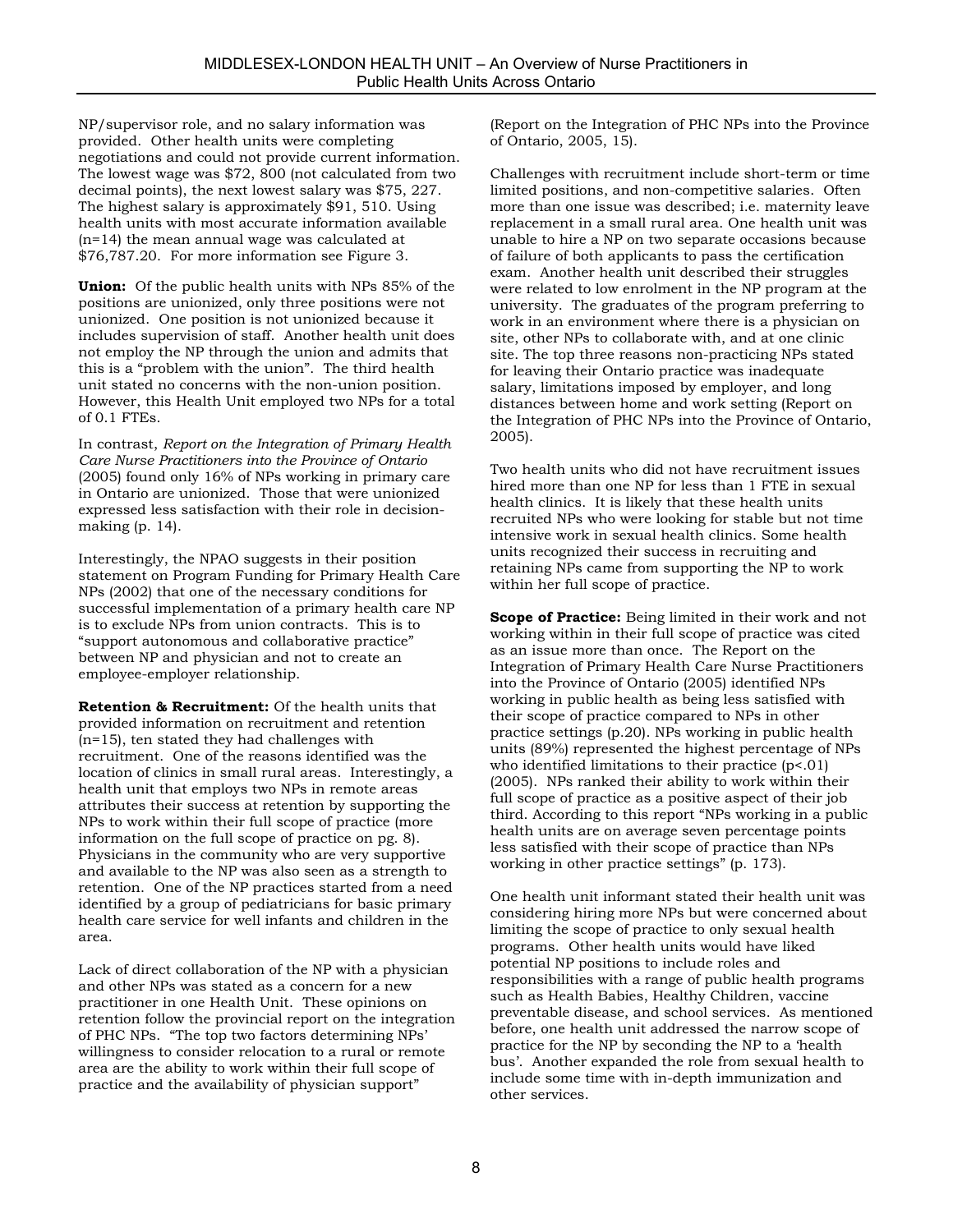NP/supervisor role, and no salary information was provided. Other health units were completing negotiations and could not provide current information. The lowest wage was $72, 800 (not calculated from two decimal points), the next lowest salary was $75, 227. The highest salary is approximately $91, 510. Using health units with most accurate information available (n=14) the mean annual wage was calculated at $76,787.20. For more information see Figure 3.

**Union:** Of the public health units with NPs 85% of the positions are unionized, only three positions were not unionized. One position is not unionized because it includes supervision of staff. Another health unit does not employ the NP through the union and admits that this is a "problem with the union". The third health unit stated no concerns with the non-union position. However, this Health Unit employed two NPs for a total of 0.1 FTEs.

In contrast, *Report on the Integration of Primary Health Care Nurse Practitioners into the Province of Ontario* (2005) found only 16% of NPs working in primary care in Ontario are unionized. Those that were unionized expressed less satisfaction with their role in decision-making (p. 14).

Interestingly, the NPAO suggests in their position statement on Program Funding for Primary Health Care NPs (2002) that one of the necessary conditions for successful implementation of a primary health care NP is to exclude NPs from union contracts. This is to "support autonomous and collaborative practice" between NP and physician and not to create an employee-employer relationship.

**Retention & Recruitment:** Of the health units that provided information on recruitment and retention (n=15), ten stated they had challenges with recruitment. One of the reasons identified was the location of clinics in small rural areas. Interestingly, a health unit that employs two NPs in remote areas attributes their success at retention by supporting the NPs to work within their full scope of practice (more information on the full scope of practice on pg. 8). Physicians in the community who are very supportive and available to the NP was also seen as a strength to retention. One of the NP practices started from a need identified by a group of pediatricians for basic primary health care service for well infants and children in the area.

Lack of direct collaboration of the NP with a physician and other NPs was stated as a concern for a new practitioner in one Health Unit. These opinions on retention follow the provincial report on the integration of PHC NPs. "The top two factors determining NPs' willingness to consider relocation to a rural or remote area are the ability to work within their full scope of practice and the availability of physician support" (Report on the Integration of PHC NPs into the Province of Ontario, 2005, 15).

Challenges with recruitment include short-term or time limited positions, and non-competitive salaries. Often more than one issue was described; i.e. maternity leave replacement in a small rural area. One health unit was unable to hire a NP on two separate occasions because of failure of both applicants to pass the certification exam. Another health unit described their struggles were related to low enrolment in the NP program at the university. The graduates of the program preferring to work in an environment where there is a physician on site, other NPs to collaborate with, and at one clinic site. The top three reasons non-practicing NPs stated for leaving their Ontario practice was inadequate salary, limitations imposed by employer, and long distances between home and work setting (Report on the Integration of PHC NPs into the Province of Ontario, 2005).

Two health units who did not have recruitment issues hired more than one NP for less than 1 FTE in sexual health clinics. It is likely that these health units recruited NPs who were looking for stable but not time intensive work in sexual health clinics. Some health units recognized their success in recruiting and retaining NPs came from supporting the NP to work within her full scope of practice.

**Scope of Practice:** Being limited in their work and not working within in their full scope of practice was cited as an issue more than once. The Report on the Integration of Primary Health Care Nurse Practitioners into the Province of Ontario (2005) identified NPs working in public health as being less satisfied with their scope of practice compared to NPs in other practice settings (p.20). NPs working in public health units (89%) represented the highest percentage of NPs who identified limitations to their practice ($p<.01$) (2005). NPs ranked their ability to work within their full scope of practice as a positive aspect of their job third. According to this report "NPs working in a public health units are on average seven percentage points less satisfied with their scope of practice than NPs working in other practice settings" (p. 173).

One health unit informant stated their health unit was considering hiring more NPs but were concerned about limiting the scope of practice to only sexual health programs. Other health units would have liked potential NP positions to include roles and responsibilities with a range of public health programs such as Health Babies, Healthy Children, vaccine preventable disease, and school services. As mentioned before, one health unit addressed the narrow scope of practice for the NP by seconding the NP to a 'health bus'. Another expanded the role from sexual health to include some time with in-depth immunization and other services.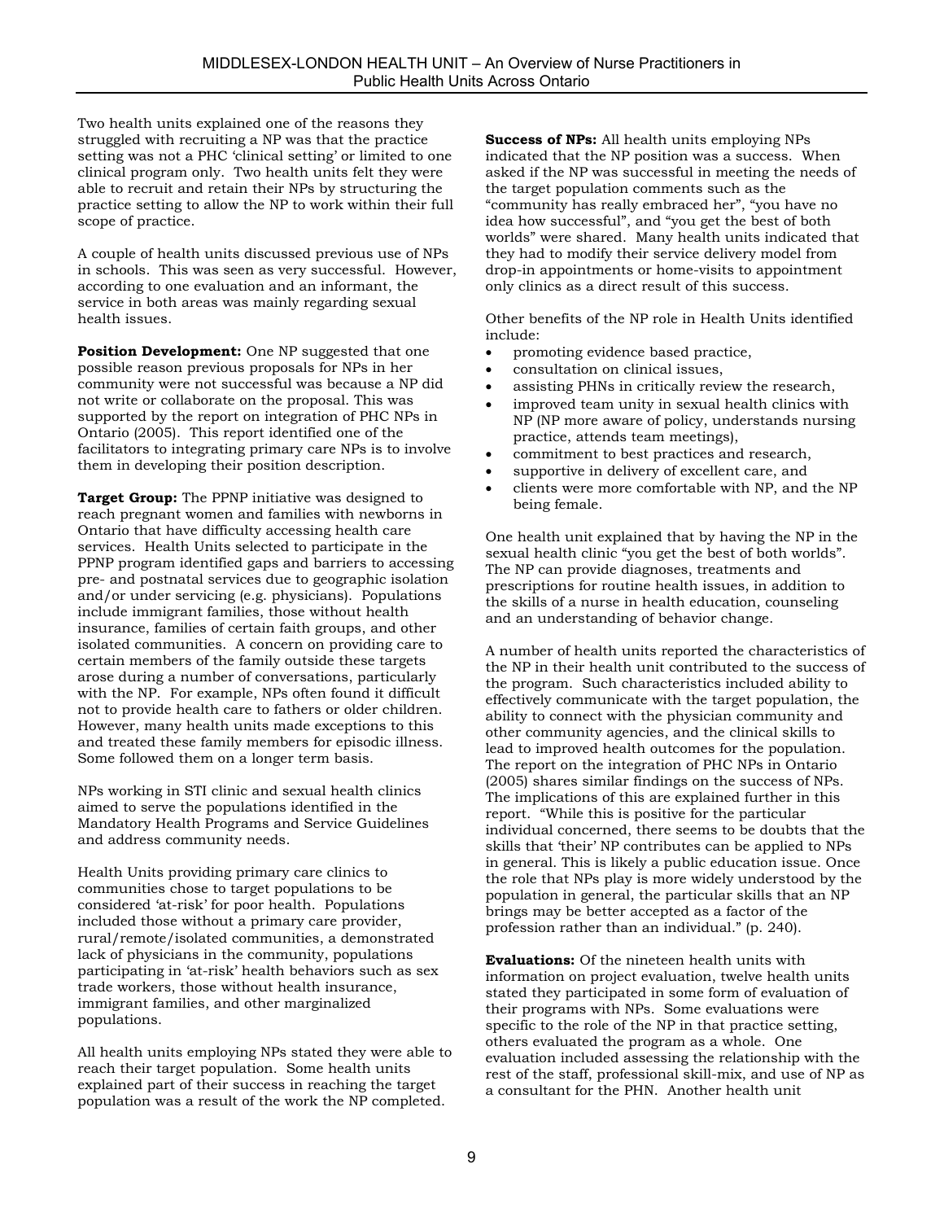Two health units explained one of the reasons they struggled with recruiting a NP was that the practice setting was not a PHC 'clinical setting' or limited to one clinical program only. Two health units felt they were able to recruit and retain their NPs by structuring the practice setting to allow the NP to work within their full scope of practice.

A couple of health units discussed previous use of NPs in schools. This was seen as very successful. However, according to one evaluation and an informant, the service in both areas was mainly regarding sexual health issues.

**Position Development:** One NP suggested that one possible reason previous proposals for NPs in her community were not successful was because a NP did not write or collaborate on the proposal. This was supported by the report on integration of PHC NPs in Ontario (2005). This report identified one of the facilitators to integrating primary care NPs is to involve them in developing their position description.

**Target Group:** The PPNP initiative was designed to reach pregnant women and families with newborns in Ontario that have difficulty accessing health care services. Health Units selected to participate in the PPNP program identified gaps and barriers to accessing pre- and postnatal services due to geographic isolation and/or under servicing (e.g. physicians). Populations include immigrant families, those without health insurance, families of certain faith groups, and other isolated communities. A concern on providing care to certain members of the family outside these targets arose during a number of conversations, particularly with the NP. For example, NPs often found it difficult not to provide health care to fathers or older children. However, many health units made exceptions to this and treated these family members for episodic illness. Some followed them on a longer term basis.

NPs working in STI clinic and sexual health clinics aimed to serve the populations identified in the Mandatory Health Programs and Service Guidelines and address community needs.

Health Units providing primary care clinics to communities chose to target populations to be considered 'at-risk' for poor health. Populations included those without a primary care provider, rural/remote/isolated communities, a demonstrated lack of physicians in the community, populations participating in 'at-risk' health behaviors such as sex trade workers, those without health insurance, immigrant families, and other marginalized populations.

All health units employing NPs stated they were able to reach their target population. Some health units explained part of their success in reaching the target population was a result of the work the NP completed.

**Success of NPs:** All health units employing NPs indicated that the NP position was a success. When asked if the NP was successful in meeting the needs of the target population comments such as the "community has really embraced her", "you have no idea how successful", and "you get the best of both worlds" were shared. Many health units indicated that they had to modify their service delivery model from drop-in appointments or home-visits to appointment only clinics as a direct result of this success.

Other benefits of the NP role in Health Units identified include:

- promoting evidence based practice,
- consultation on clinical issues,
- assisting PHNs in critically review the research,
- improved team unity in sexual health clinics with NP (NP more aware of policy, understands nursing practice, attends team meetings),
- commitment to best practices and research,
- supportive in delivery of excellent care, and
- clients were more comfortable with NP, and the NP being female.

One health unit explained that by having the NP in the sexual health clinic "you get the best of both worlds". The NP can provide diagnoses, treatments and prescriptions for routine health issues, in addition to the skills of a nurse in health education, counseling and an understanding of behavior change.

A number of health units reported the characteristics of the NP in their health unit contributed to the success of the program. Such characteristics included ability to effectively communicate with the target population, the ability to connect with the physician community and other community agencies, and the clinical skills to lead to improved health outcomes for the population. The report on the integration of PHC NPs in Ontario (2005) shares similar findings on the success of NPs. The implications of this are explained further in this report. "While this is positive for the particular individual concerned, there seems to be doubts that the skills that 'their' NP contributes can be applied to NPs in general. This is likely a public education issue. Once the role that NPs play is more widely understood by the population in general, the particular skills that an NP brings may be better accepted as a factor of the profession rather than an individual." (p. 240).

**Evaluations:** Of the nineteen health units with information on project evaluation, twelve health units stated they participated in some form of evaluation of their programs with NPs. Some evaluations were specific to the role of the NP in that practice setting, others evaluated the program as a whole. One evaluation included assessing the relationship with the rest of the staff, professional skill-mix, and use of NP as a consultant for the PHN. Another health unit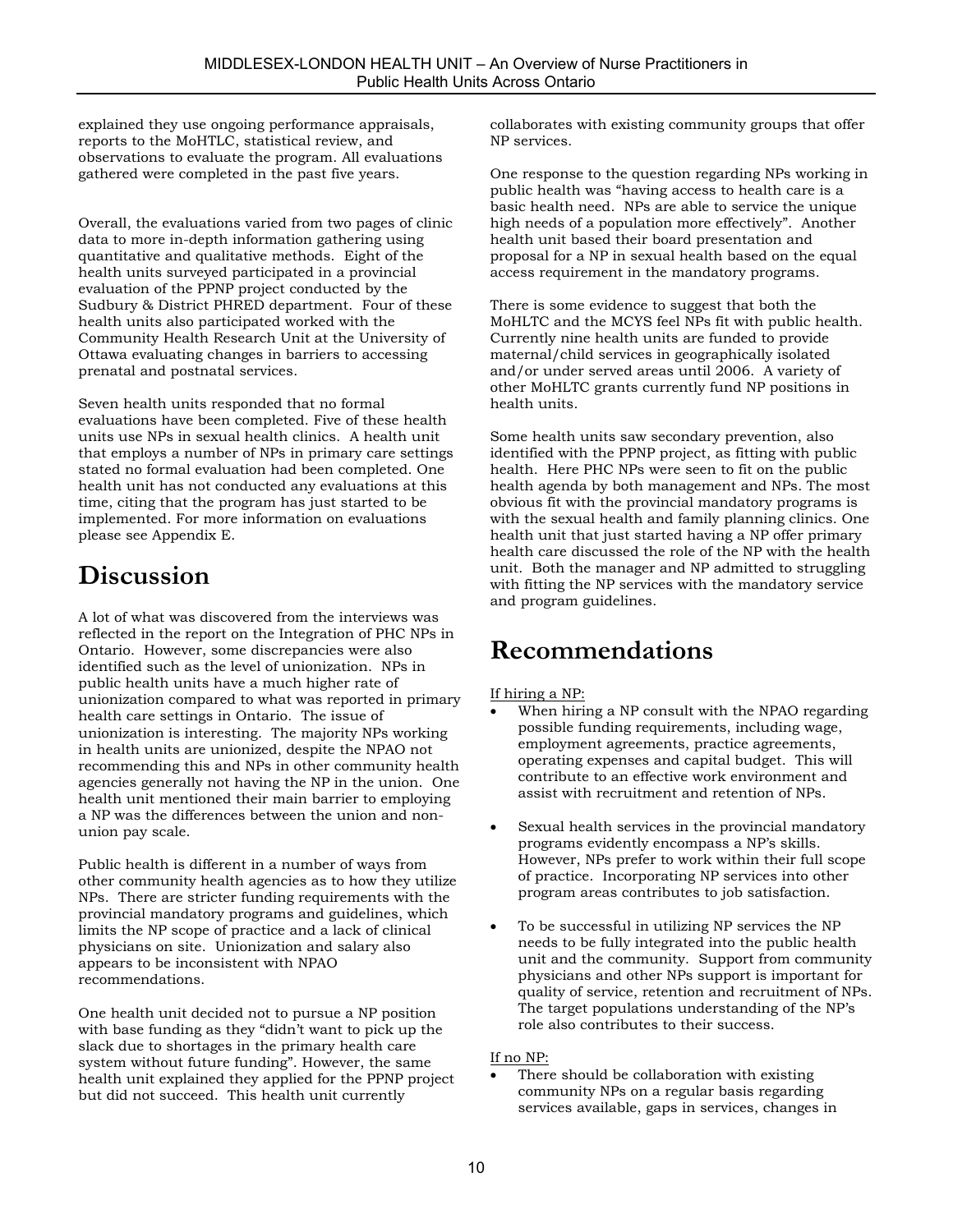explained they use ongoing performance appraisals, reports to the MoHTLC, statistical review, and observations to evaluate the program. All evaluations gathered were completed in the past five years.

Overall, the evaluations varied from two pages of clinic data to more in-depth information gathering using quantitative and qualitative methods. Eight of the health units surveyed participated in a provincial evaluation of the PPNP project conducted by the Sudbury & District PHRED department. Four of these health units also participated worked with the Community Health Research Unit at the University of Ottawa evaluating changes in barriers to accessing prenatal and postnatal services.

Seven health units responded that no formal evaluations have been completed. Five of these health units use NPs in sexual health clinics. A health unit that employs a number of NPs in primary care settings stated no formal evaluation had been completed. One health unit has not conducted any evaluations at this time, citing that the program has just started to be implemented. For more information on evaluations please see Appendix E.

# Discussion

A lot of what was discovered from the interviews was reflected in the report on the Integration of PHC NPs in Ontario. However, some discrepancies were also identified such as the level of unionization. NPs in public health units have a much higher rate of unionization compared to what was reported in primary health care settings in Ontario. The issue of unionization is interesting. The majority NPs working in health units are unionized, despite the NPAO not recommending this and NPs in other community health agencies generally not having the NP in the union. One health unit mentioned their main barrier to employing a NP was the differences between the union and non-union pay scale.

Public health is different in a number of ways from other community health agencies as to how they utilize NPs. There are stricter funding requirements with the provincial mandatory programs and guidelines, which limits the NP scope of practice and a lack of clinical physicians on site. Unionization and salary also appears to be inconsistent with NPAO recommendations.

One health unit decided not to pursue a NP position with base funding as they "didn't want to pick up the slack due to shortages in the primary health care system without future funding". However, the same health unit explained they applied for the PPNP project but did not succeed. This health unit currently collaborates with existing community groups that offer NP services.

One response to the question regarding NPs working in public health was "having access to health care is a basic health need. NPs are able to service the unique high needs of a population more effectively". Another health unit based their board presentation and proposal for a NP in sexual health based on the equal access requirement in the mandatory programs.

There is some evidence to suggest that both the MoHLTC and the MCYS feel NPs fit with public health. Currently nine health units are funded to provide maternal/child services in geographically isolated and/or under served areas until 2006. A variety of other MoHLTC grants currently fund NP positions in health units.

Some health units saw secondary prevention, also identified with the PPNP project, as fitting with public health. Here PHC NPs were seen to fit on the public health agenda by both management and NPs. The most obvious fit with the provincial mandatory programs is with the sexual health and family planning clinics. One health unit that just started having a NP offer primary health care discussed the role of the NP with the health unit. Both the manager and NP admitted to struggling with fitting the NP services with the mandatory service and program guidelines.

# Recommendations

If hiring a NP:

- When hiring a NP consult with the NPAO regarding possible funding requirements, including wage, employment agreements, practice agreements, operating expenses and capital budget. This will contribute to an effective work environment and assist with recruitment and retention of NPs.
- Sexual health services in the provincial mandatory programs evidently encompass a NP's skills. However, NPs prefer to work within their full scope of practice. Incorporating NP services into other program areas contributes to job satisfaction.
- To be successful in utilizing NP services the NP needs to be fully integrated into the public health unit and the community. Support from community physicians and other NPs support is important for quality of service, retention and recruitment of NPs. The target populations understanding of the NP's role also contributes to their success.

If no NP:

- There should be collaboration with existing community NPs on a regular basis regarding services available, gaps in services, changes in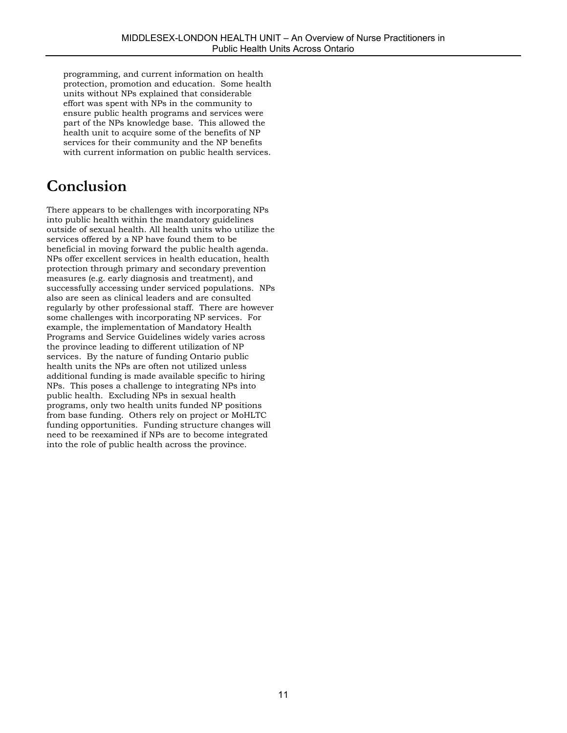programming, and current information on health protection, promotion and education. Some health units without NPs explained that considerable effort was spent with NPs in the community to ensure public health programs and services were part of the NPs knowledge base. This allowed the health unit to acquire some of the benefits of NP services for their community and the NP benefits with current information on public health services.

# Conclusion

There appears to be challenges with incorporating NPs into public health within the mandatory guidelines outside of sexual health. All health units who utilize the services offered by a NP have found them to be beneficial in moving forward the public health agenda. NPs offer excellent services in health education, health protection through primary and secondary prevention measures (e.g. early diagnosis and treatment), and successfully accessing under serviced populations. NPs also are seen as clinical leaders and are consulted regularly by other professional staff. There are however some challenges with incorporating NP services. For example, the implementation of Mandatory Health Programs and Service Guidelines widely varies across the province leading to different utilization of NP services. By the nature of funding Ontario public health units the NPs are often not utilized unless additional funding is made available specific to hiring NPs. This poses a challenge to integrating NPs into public health. Excluding NPs in sexual health programs, only two health units funded NP positions from base funding. Others rely on project or MoHLTC funding opportunities. Funding structure changes will need to be reexamined if NPs are to become integrated into the role of public health across the province.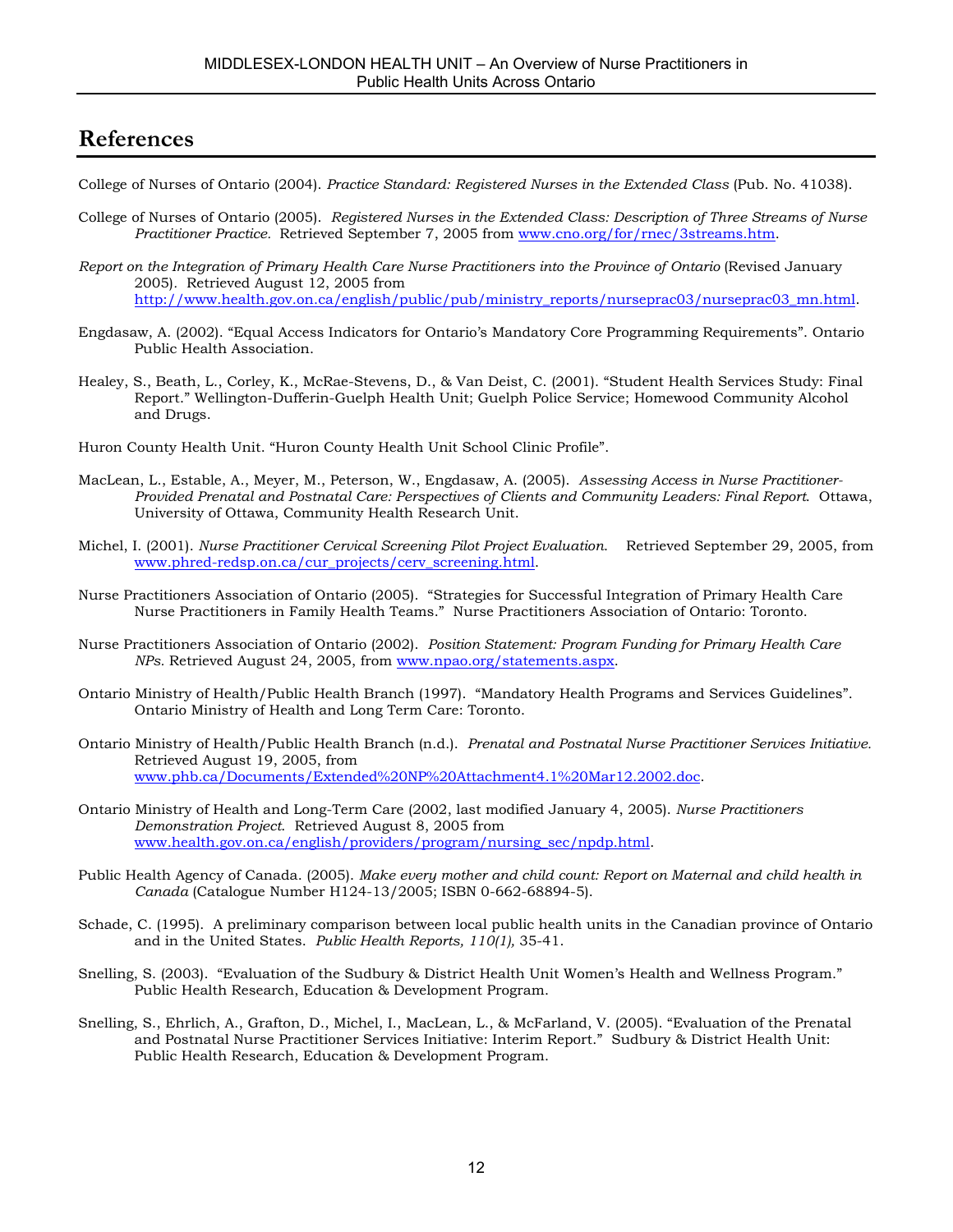# References

College of Nurses of Ontario (2004). *Practice Standard: Registered Nurses in the Extended Class* (Pub. No. 41038).

College of Nurses of Ontario (2005). *Registered Nurses in the Extended Class: Description of Three Streams of Nurse Practitioner Practice.* Retrieved September 7, 2005 from www.cno.org/for/rnec/3streams.htm.

*Report on the Integration of Primary Health Care Nurse Practitioners into the Province of Ontario* (Revised January 2005). Retrieved August 12, 2005 from http://www.health.gov.on.ca/english/public/pub/ministry_reports/nurseprac03/nurseprac03_mn.html.

Engdasaw, A. (2002). "Equal Access Indicators for Ontario's Mandatory Core Programming Requirements". Ontario Public Health Association.

Healey, S., Beath, L., Corley, K., McRae-Stevens, D., & Van Deist, C. (2001). "Student Health Services Study: Final Report." Wellington-Dufferin-Guelph Health Unit; Guelph Police Service; Homewood Community Alcohol and Drugs.

Huron County Health Unit. "Huron County Health Unit School Clinic Profile".

MacLean, L., Estable, A., Meyer, M., Peterson, W., Engdasaw, A. (2005). *Assessing Access in Nurse Practitioner-Provided Prenatal and Postnatal Care: Perspectives of Clients and Community Leaders: Final Report*. Ottawa, University of Ottawa, Community Health Research Unit.

Michel, I. (2001). *Nurse Practitioner Cervical Screening Pilot Project Evaluation*. Retrieved September 29, 2005, from www.phred-redsp.on.ca/cur_projects/cerv_screening.html.

Nurse Practitioners Association of Ontario (2005). "Strategies for Successful Integration of Primary Health Care Nurse Practitioners in Family Health Teams." Nurse Practitioners Association of Ontario: Toronto.

Nurse Practitioners Association of Ontario (2002). *Position Statement: Program Funding for Primary Health Care NPs.* Retrieved August 24, 2005, from www.npao.org/statements.aspx.

Ontario Ministry of Health/Public Health Branch (1997). "Mandatory Health Programs and Services Guidelines". Ontario Ministry of Health and Long Term Care: Toronto.

Ontario Ministry of Health/Public Health Branch (n.d.). *Prenatal and Postnatal Nurse Practitioner Services Initiative.* Retrieved August 19, 2005, from www.phb.ca/Documents/Extended%20NP%20Attachment4.1%20Mar12.2002.doc.

Ontario Ministry of Health and Long-Term Care (2002, last modified January 4, 2005). *Nurse Practitioners Demonstration Project*. Retrieved August 8, 2005 from www.health.gov.on.ca/english/providers/program/nursing_sec/npdp.html.

Public Health Agency of Canada. (2005). *Make every mother and child count: Report on Maternal and child health in Canada* (Catalogue Number H124-13/2005; ISBN 0-662-68894-5).

Schade, C. (1995). A preliminary comparison between local public health units in the Canadian province of Ontario and in the United States. *Public Health Reports, 110(1),* 35-41.

Snelling, S. (2003). "Evaluation of the Sudbury & District Health Unit Women's Health and Wellness Program." Public Health Research, Education & Development Program.

Snelling, S., Ehrlich, A., Grafton, D., Michel, I., MacLean, L., & McFarland, V. (2005). "Evaluation of the Prenatal and Postnatal Nurse Practitioner Services Initiative: Interim Report." Sudbury & District Health Unit: Public Health Research, Education & Development Program.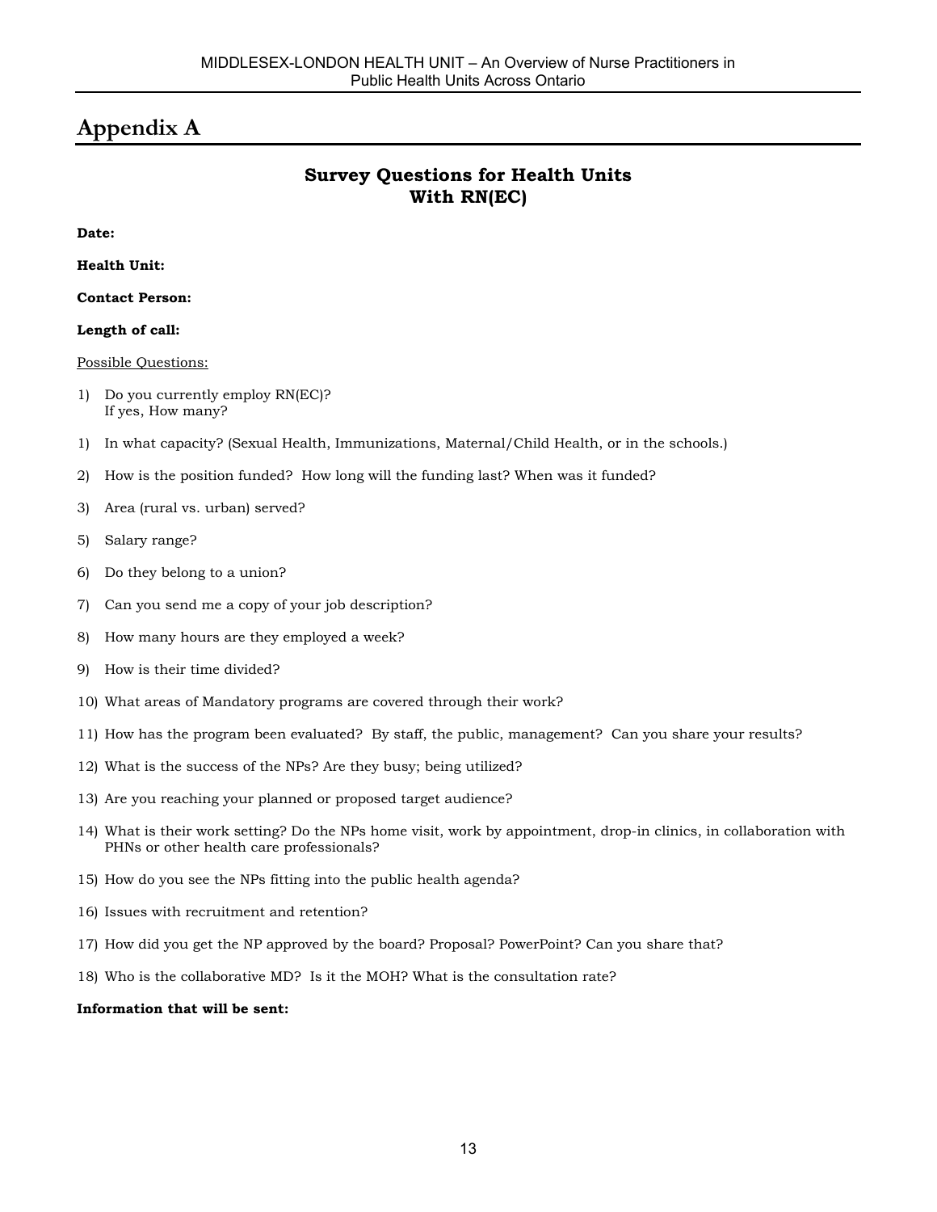# Appendix A

## Survey Questions for Health Units With RN(EC)

**Date:**

**Health Unit:**

**Contact Person:**

**Length of call:**

Possible Questions:

1) Do you currently employ RN(EC)?
   If yes, How many?

1) In what capacity? (Sexual Health, Immunizations, Maternal/Child Health, or in the schools.)

2) How is the position funded? How long will the funding last? When was it funded?

3) Area (rural vs. urban) served?

5) Salary range?

6) Do they belong to a union?

7) Can you send me a copy of your job description?

8) How many hours are they employed a week?

9) How is their time divided?

10) What areas of Mandatory programs are covered through their work?

11) How has the program been evaluated? By staff, the public, management? Can you share your results?

12) What is the success of the NPs? Are they busy; being utilized?

13) Are you reaching your planned or proposed target audience?

14) What is their work setting? Do the NPs home visit, work by appointment, drop-in clinics, in collaboration with PHNs or other health care professionals?

15) How do you see the NPs fitting into the public health agenda?

16) Issues with recruitment and retention?

17) How did you get the NP approved by the board? Proposal? PowerPoint? Can you share that?

18) Who is the collaborative MD? Is it the MOH? What is the consultation rate?

**Information that will be sent:**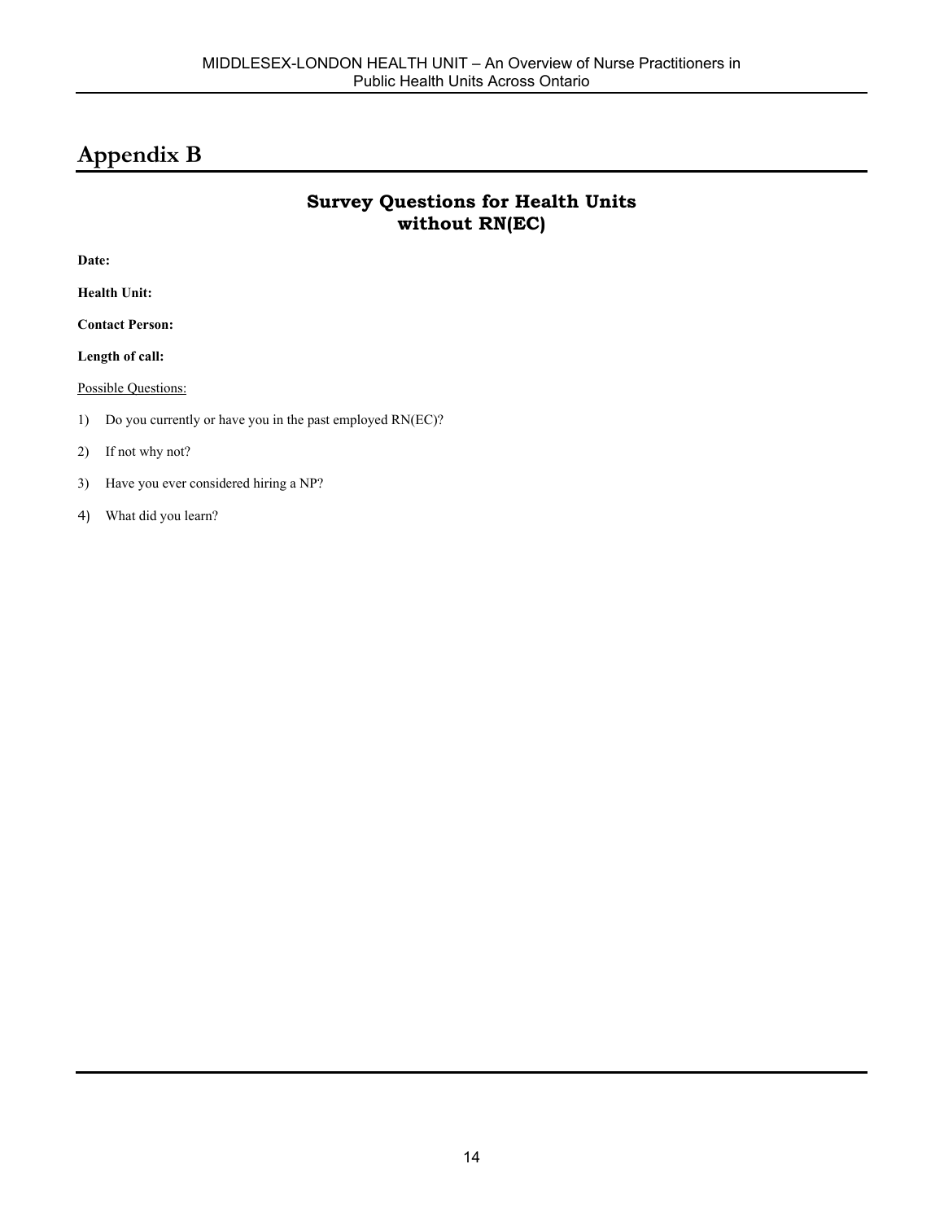# Appendix B

## Survey Questions for Health Units without RN(EC)

**Date:**

**Health Unit:**

**Contact Person:**

**Length of call:**

Possible Questions:

1) Do you currently or have you in the past employed RN(EC)?
2) If not why not?
3) Have you ever considered hiring a NP?
4) What did you learn?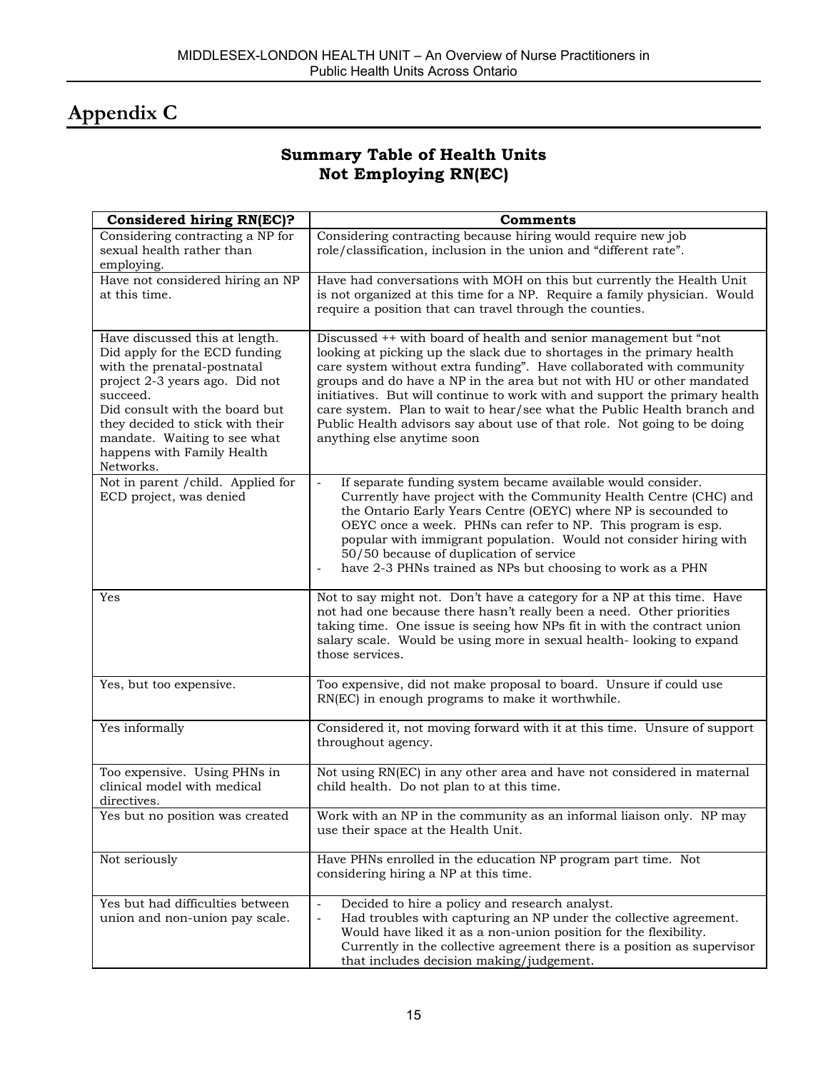# Appendix C

## Summary Table of Health Units Not Employing RN(EC)

| Considered hiring RN(EC)? | Comments |
|---|---|
| Considering contracting a NP for sexual health rather than employing. | Considering contracting because hiring would require new job role/classification, inclusion in the union and "different rate". |
| Have not considered hiring an NP at this time. | Have had conversations with MOH on this but currently the Health Unit is not organized at this time for a NP. Require a family physician. Would require a position that can travel through the counties. |
| Have discussed this at length. Did apply for the ECD funding with the prenatal-postnatal project 2-3 years ago. Did not succeed.<br>Did consult with the board but they decided to stick with their mandate. Waiting to see what happens with Family Health Networks. | Discussed ++ with board of health and senior management but "not looking at picking up the slack due to shortages in the primary health care system without extra funding". Have collaborated with community groups and do have a NP in the area but not with HU or other mandated initiatives. But will continue to work with and support the primary health care system. Plan to wait to hear/see what the Public Health branch and Public Health advisors say about use of that role. Not going to be doing anything else anytime soon |
| Not in parent /child. Applied for ECD project, was denied | - If separate funding system became available would consider. Currently have project with the Community Health Centre (CHC) and the Ontario Early Years Centre (OEYC) where NP is secounded to OEYC once a week. PHNs can refer to NP. This program is esp. popular with immigrant population. Would not consider hiring with 50/50 because of duplication of service<br>- have 2-3 PHNs trained as NPs but choosing to work as a PHN |
| Yes | Not to say might not. Don't have a category for a NP at this time. Have not had one because there hasn't really been a need. Other priorities taking time. One issue is seeing how NPs fit in with the contract union salary scale. Would be using more in sexual health- looking to expand those services. |
| Yes, but too expensive. | Too expensive, did not make proposal to board. Unsure if could use RN(EC) in enough programs to make it worthwhile. |
| Yes informally | Considered it, not moving forward with it at this time. Unsure of support throughout agency. |
| Too expensive. Using PHNs in clinical model with medical directives. | Not using RN(EC) in any other area and have not considered in maternal child health. Do not plan to at this time. |
| Yes but no position was created | Work with an NP in the community as an informal liaison only. NP may use their space at the Health Unit. |
| Not seriously | Have PHNs enrolled in the education NP program part time. Not considering hiring a NP at this time. |
| Yes but had difficulties between union and non-union pay scale. | - Decided to hire a policy and research analyst.<br>- Had troubles with capturing an NP under the collective agreement. Would have liked it as a non-union position for the flexibility. Currently in the collective agreement there is a position as supervisor that includes decision making/judgement. |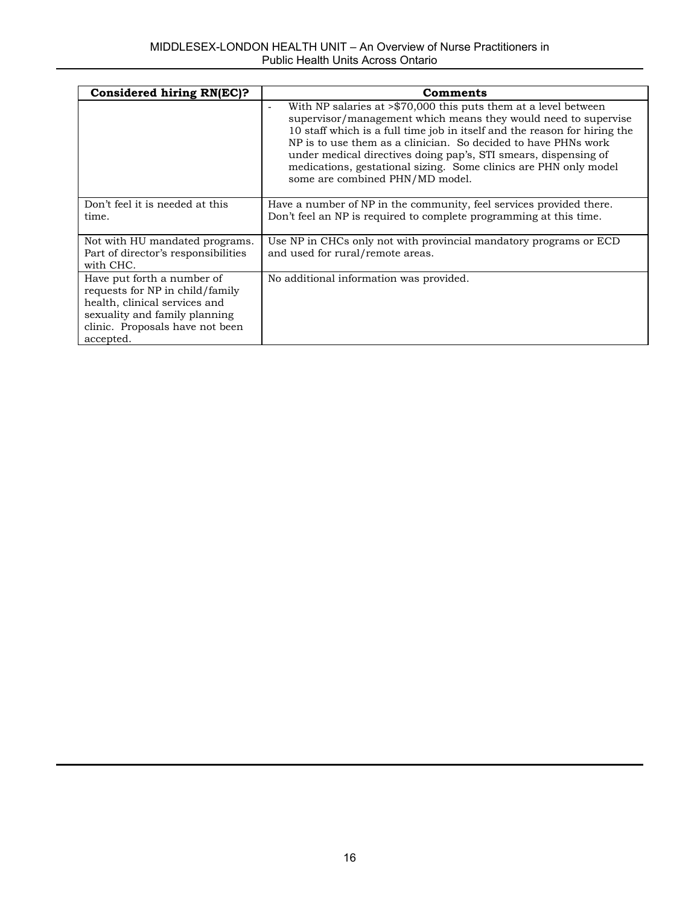| Considered hiring RN(EC)? | Comments |
|---|---|
| | - With NP salaries at >$70,000 this puts them at a level between supervisor/management which means they would need to supervise 10 staff which is a full time job in itself and the reason for hiring the NP is to use them as a clinician. So decided to have PHNs work under medical directives doing pap's, STI smears, dispensing of medications, gestational sizing. Some clinics are PHN only model some are combined PHN/MD model. |
| Don't feel it is needed at this time. | Have a number of NP in the community, feel services provided there. Don't feel an NP is required to complete programming at this time. |
| Not with HU mandated programs. Part of director's responsibilities with CHC. | Use NP in CHCs only not with provincial mandatory programs or ECD and used for rural/remote areas. |
| Have put forth a number of requests for NP in child/family health, clinical services and sexuality and family planning clinic. Proposals have not been accepted. | No additional information was provided. |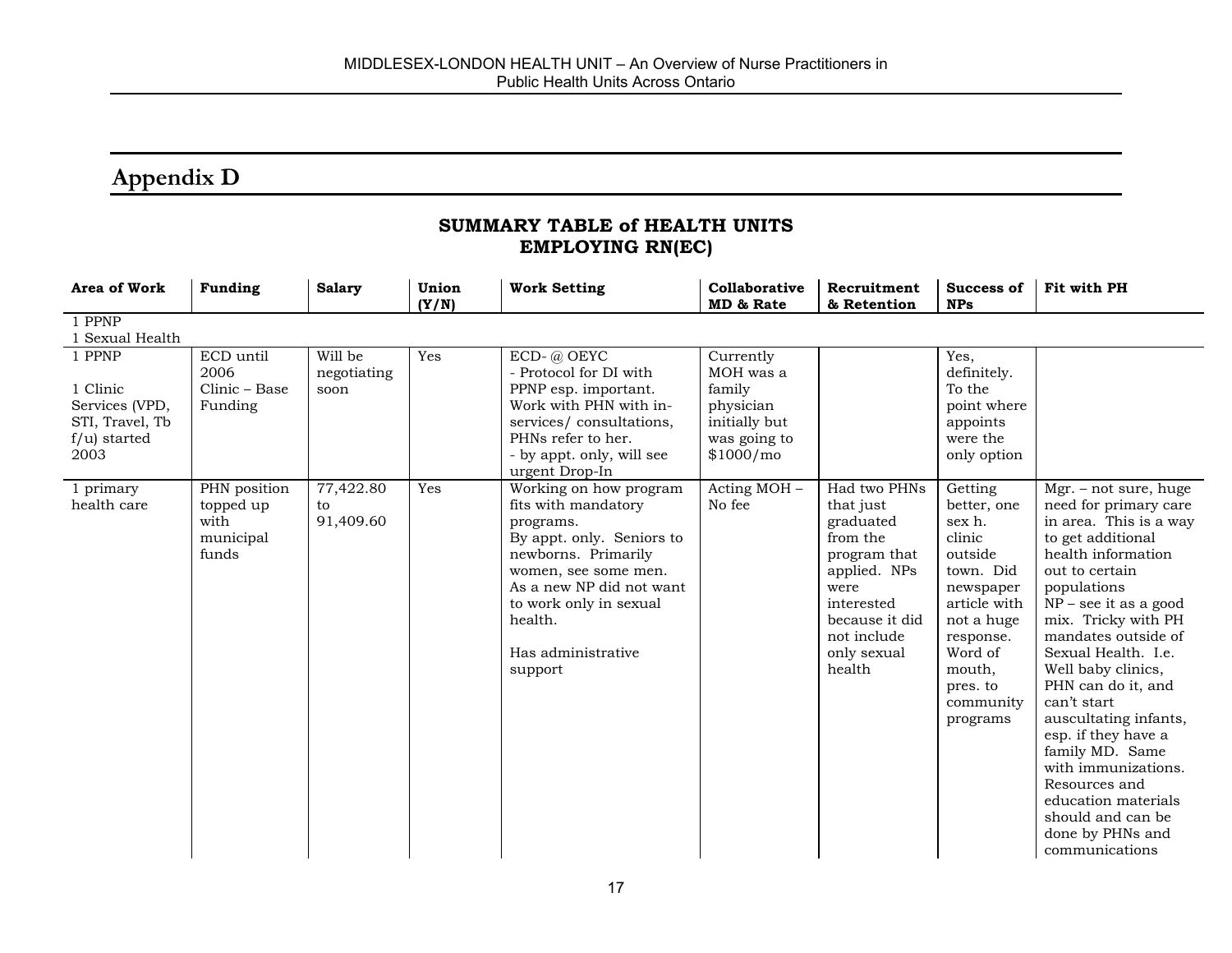## Appendix D

### SUMMARY TABLE of HEALTH UNITS EMPLOYING RN(EC)

| Area of Work | Funding | Salary | Union (Y/N) | Work Setting | Collaborative MD & Rate | Recruitment & Retention | Success of NPs | Fit with PH |
|---|---|---|---|---|---|---|---|---|
| 1 PPNP<br>1 Sexual Health | | | | | | | | |
| 1 PPNP<br><br>1 Clinic Services (VPD, STI, Travel, Tb f/u) started 2003 | ECD until 2006<br>Clinic – Base Funding | Will be negotiating soon | Yes | ECD- @ OEYC<br>- Protocol for DI with PPNP esp. important.<br>Work with PHN with in-services/ consultations, PHNs refer to her.<br>- by appt. only, will see urgent Drop-In | Currently MOH was a family physician initially but was going to $1000/mo | | Yes, definitely. To the point where appoints were the only option | |
| 1 primary health care | PHN position topped up with municipal funds | 77,422.80 to 91,409.60 | Yes | Working on how program fits with mandatory programs.<br>By appt. only. Seniors to newborns. Primarily women, see some men.<br>As a new NP did not want to work only in sexual health.<br><br>Has administrative support | Acting MOH – No fee | Had two PHNs that just graduated from the program that applied. NPs were interested because it did not include only sexual health | Getting better, one sex h. clinic outside town. Did newspaper article with not a huge response. Word of mouth, pres. to community programs | Mgr. – not sure, huge need for primary care in area. This is a way to get additional health information out to certain populations<br>NP – see it as a good mix. Tricky with PH mandates outside of Sexual Health. I.e. Well baby clinics, PHN can do it, and can't start auscultating infants, esp. if they have a family MD. Same with immunizations. Resources and education materials should and can be done by PHNs and communications |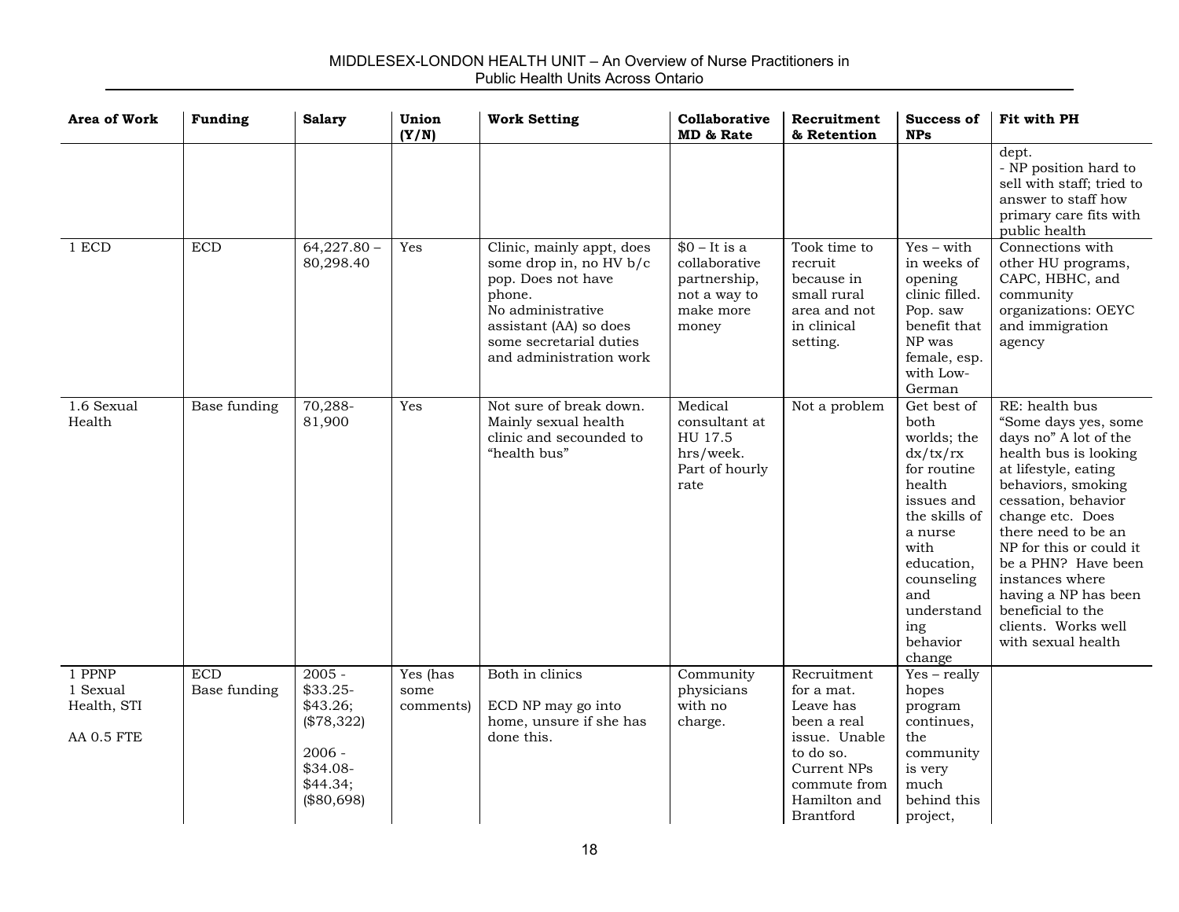| Area of Work | Funding | Salary | Union (Y/N) | Work Setting | Collaborative MD & Rate | Recruitment & Retention | Success of NPs | Fit with PH |
|---|---|---|---|---|---|---|---|---|
| | | | | | | | | dept.<br>- NP position hard to sell with staff; tried to answer to staff how primary care fits with public health |
| 1 ECD | ECD | 64,227.80 – 80,298.40 | Yes | Clinic, mainly appt, does some drop in, no HV b/c pop. Does not have phone.<br>No administrative assistant (AA) so does some secretarial duties and administration work | $0 – It is a collaborative partnership, not a way to make more money | Took time to recruit because in small rural area and not in clinical setting. | Yes – with in weeks of opening clinic filled. Pop. saw benefit that NP was female, esp. with Low-German | Connections with other HU programs, CAPC, HBHC, and community organizations: OEYC and immigration agency |
| 1.6 Sexual Health | Base funding | 70,288-81,900 | Yes | Not sure of break down. Mainly sexual health clinic and secounded to "health bus" | Medical consultant at HU 17.5 hrs/week. Part of hourly rate | Not a problem | Get best of both worlds; the dx/tx/rx for routine health issues and the skills of a nurse with education, counseling and understanding behavior change | RE: health bus "Some days yes, some days no" A lot of the health bus is looking at lifestyle, eating behaviors, smoking cessation, behavior change etc. Does there need to be an NP for this or could it be a PHN? Have been instances where having a NP has been beneficial to the clients. Works well with sexual health |
| 1 PPNP<br>1 Sexual Health, STI<br><br>AA 0.5 FTE | ECD<br>Base funding | 2005 - $33.25-$43.26; ($78,322)<br><br>2006 - $34.08-$44.34; ($80,698) | Yes (has some comments) | Both in clinics<br><br>ECD NP may go into home, unsure if she has done this. | Community physicians with no charge. | Recruitment for a mat. Leave has been a real issue. Unable to do so. Current NPs commute from Hamilton and Brantford | Yes – really hopes program continues, the community is very much behind this project, | |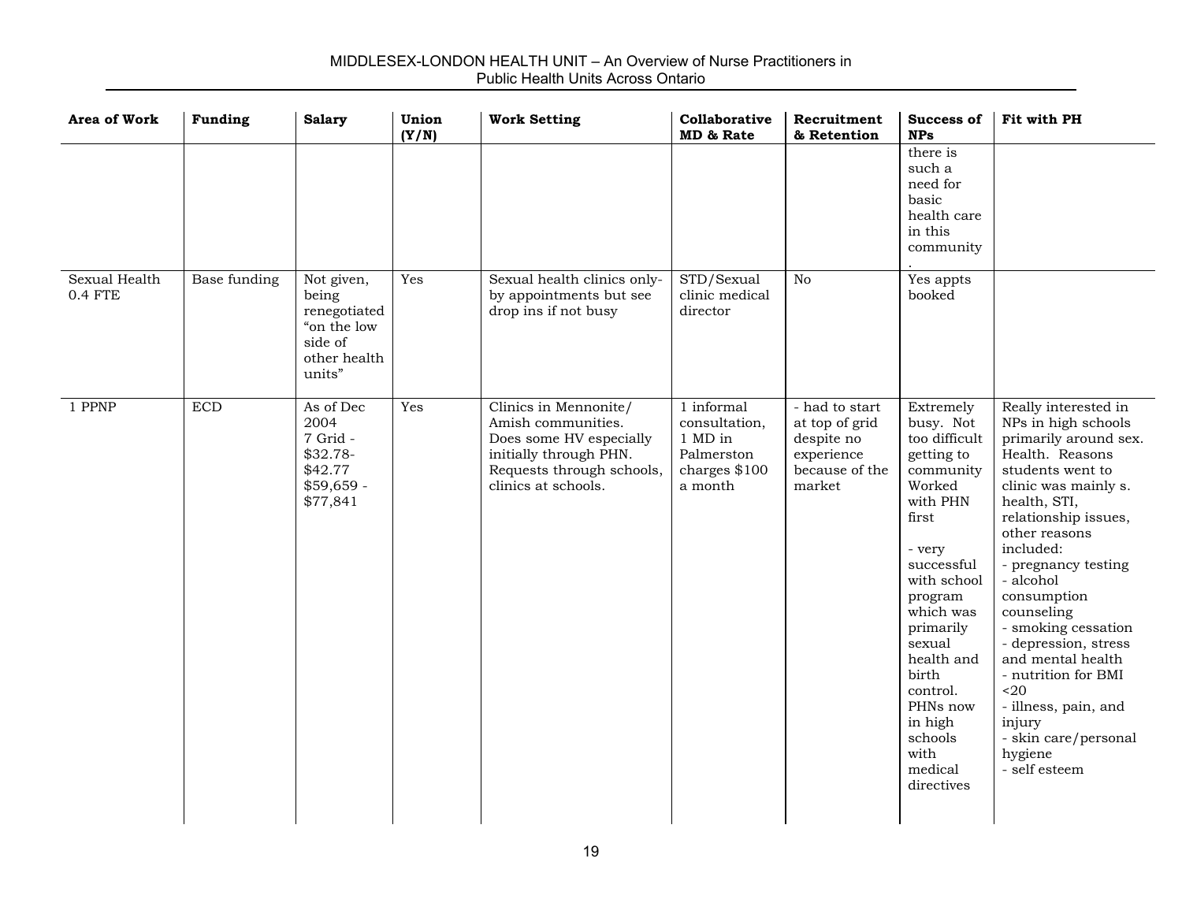| Area of Work | Funding | Salary | Union (Y/N) | Work Setting | Collaborative MD & Rate | Recruitment & Retention | Success of NPs | Fit with PH |
|---|---|---|---|---|---|---|---|---|
| | | | | | | | there is such a need for basic health care in this community. | |
| Sexual Health 0.4 FTE | Base funding | Not given, being renegotiated "on the low side of other health units" | Yes | Sexual health clinics only- by appointments but see drop ins if not busy | STD/Sexual clinic medical director | No | Yes appts booked | |
| 1 PPNP | ECD | As of Dec 2004 7 Grid - \$32.78- \$42.77 \$59,659 - \$77,841 | Yes | Clinics in Mennonite/ Amish communities. Does some HV especially initially through PHN. Requests through schools, clinics at schools. | 1 informal consultation, 1 MD in Palmerston charges \$100 a month | - had to start at top of grid despite no experience because of the market | Extremely busy. Not too difficult getting to community Worked with PHN first<br><br>- very successful with school program which was primarily sexual health and birth control. PHNs now in high schools with medical directives | Really interested in NPs in high schools primarily around sex. Health. Reasons students went to clinic was mainly s. health, STI, relationship issues, other reasons included:<br>- pregnancy testing<br>- alcohol consumption counseling<br>- smoking cessation<br>- depression, stress and mental health<br>- nutrition for BMI <20<br>- illness, pain, and injury<br>- skin care/personal hygiene<br>- self esteem |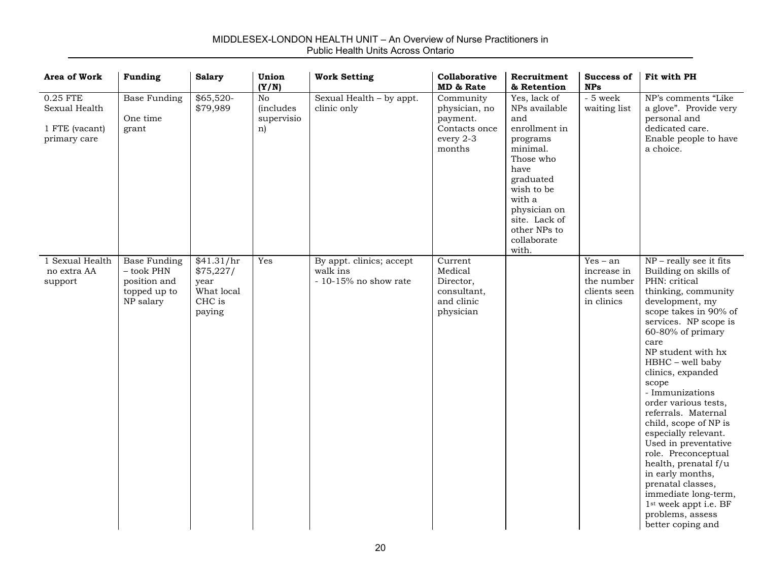| Area of Work | Funding | Salary | Union (Y/N) | Work Setting | Collaborative MD & Rate | Recruitment & Retention | Success of NPs | Fit with PH |
|---|---|---|---|---|---|---|---|---|
| 0.25 FTE Sexual Health<br><br>1 FTE (vacant) primary care | Base Funding<br><br>One time grant | $65,520-$79,989 | No (includes supervision) | Sexual Health – by appt. clinic only | Community physician, no payment. Contacts once every 2-3 months | Yes, lack of NPs available and enrollment in programs minimal. Those who have graduated wish to be with a physician on site. Lack of other NPs to collaborate with. | - 5 week waiting list | NP's comments "Like a glove". Provide very personal and dedicated care. Enable people to have a choice. |
| 1 Sexual Health no extra AA support | Base Funding – took PHN position and topped up to NP salary | $41.31/hr $75,227/ year What local CHC is paying | Yes | By appt. clinics; accept walk ins<br>- 10-15% no show rate | Current Medical Director, consultant, and clinic physician | | Yes – an increase in the number clients seen in clinics | NP – really see it fits Building on skills of PHN: critical thinking, community development, my scope takes in 90% of services. NP scope is 60-80% of primary care<br>NP student with hx HBHC – well baby clinics, expanded scope<br>- Immunizations order various tests, referrals. Maternal child, scope of NP is especially relevant. Used in preventative role. Preconceptual health, prenatal f/u in early months, prenatal classes, immediate long-term, 1st week appt i.e. BF problems, assess better coping and |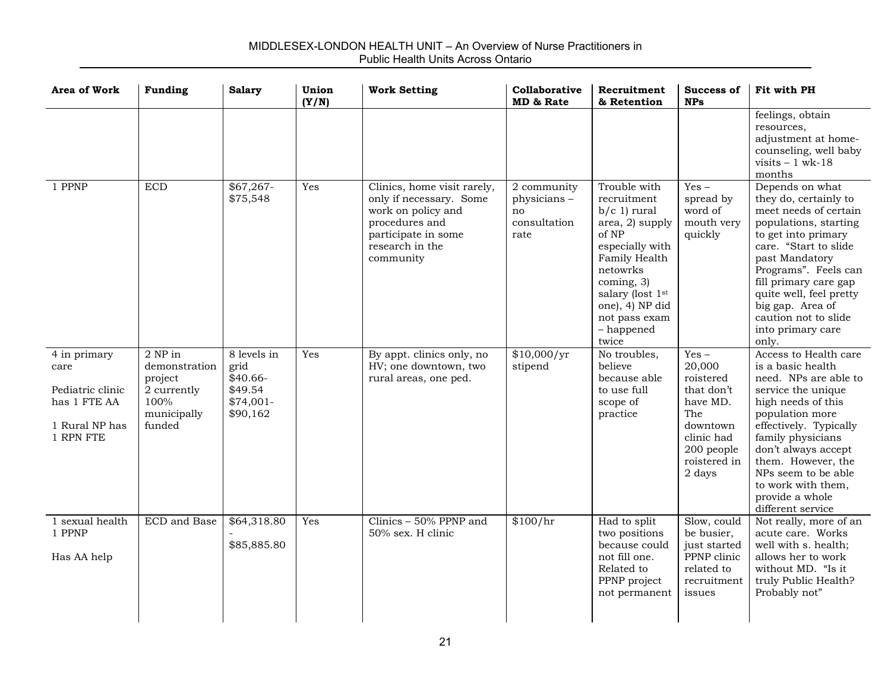| Area of Work | Funding | Salary | Union (Y/N) | Work Setting | Collaborative MD & Rate | Recruitment & Retention | Success of NPs | Fit with PH |
|---|---|---|---|---|---|---|---|---|
| | | | | | | | | feelings, obtain resources, adjustment at home-counseling, well baby visits – 1 wk-18 months |
| 1 PPNP | ECD | $67,267-$75,548 | Yes | Clinics, home visit rarely, only if necessary. Some work on policy and procedures and participate in some research in the community | 2 community physicians – no consultation rate | Trouble with recruitment b/c 1) rural area, 2) supply of NP especially with Family Health netowrks coming, 3) salary (lost 1st one), 4) NP did not pass exam – happened twice | Yes – spread by word of mouth very quickly | Depends on what they do, certainly to meet needs of certain populations, starting to get into primary care. "Start to slide past Mandatory Programs". Feels can fill primary care gap quite well, feel pretty big gap. Area of caution not to slide into primary care only. |
| 4 in primary care<br><br>Pediatric clinic has 1 FTE AA<br><br>1 Rural NP has 1 RPN FTE | 2 NP in demonstration project<br>2 currently 100% municipally funded | 8 levels in grid<br>$40.66-$49.54<br>$74,001-$90,162 | Yes | By appt. clinics only, no HV; one downtown, two rural areas, one ped. | $10,000/yr stipend | No troubles, believe because able to use full scope of practice | Yes – 20,000 roistered that don't have MD. The downtown clinic had 200 people roistered in 2 days | Access to Health care is a basic health need. NPs are able to service the unique high needs of this population more effectively. Typically family physicians don't always accept them. However, the NPs seem to be able to work with them, provide a whole different service |
| 1 sexual health<br>1 PPNP<br><br>Has AA help | ECD and Base | $64,318.80 - $85,885.80 | Yes | Clinics – 50% PPNP and 50% sex. H clinic | $100/hr | Had to split two positions because could not fill one. Related to PPNP project not permanent | Slow, could be busier, just started PPNP clinic related to recruitment issues | Not really, more of an acute care. Works well with s. health; allows her to work without MD. "Is it truly Public Health? Probably not" |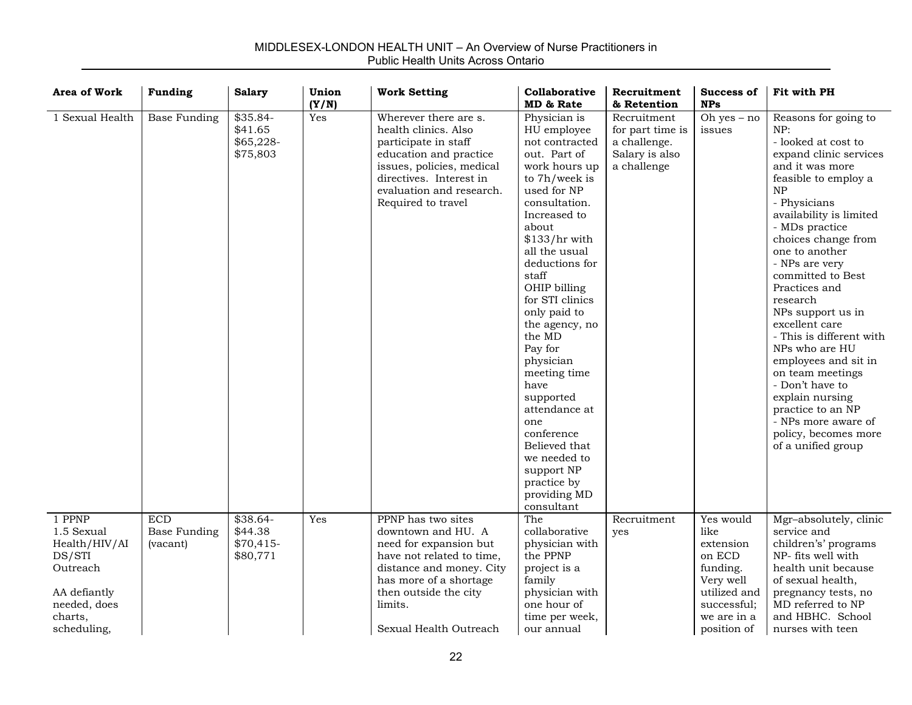MIDDLESEX-LONDON HEALTH UNIT – An Overview of Nurse Practitioners in Public Health Units Across Ontario

| Area of Work | Funding | Salary | Union (Y/N) | Work Setting | Collaborative MD & Rate | Recruitment & Retention | Success of NPs | Fit with PH |
|---|---|---|---|---|---|---|---|---|
| 1 Sexual Health | Base Funding | $35.84-$41.65 $65,228-$75,803 | Yes | Wherever there are s. health clinics. Also participate in staff education and practice issues, policies, medical directives. Interest in evaluation and research. Required to travel | Physician is HU employee not contracted out. Part of work hours up to 7h/week is used for NP consultation. Increased to about $133/hr with all the usual deductions for staff OHIP billing for STI clinics only paid to the agency, no the MD Pay for physician meeting time have supported attendance at one conference Believed that we needed to support NP practice by providing MD consultant | Recruitment for part time is a challenge. Salary is also a challenge | Oh yes – no issues | Reasons for going to NP: - looked at cost to expand clinic services and it was more feasible to employ a NP - Physicians availability is limited - MDs practice choices change from one to another - NPs are very committed to Best Practices and research NPs support us in excellent care - This is different with NPs who are HU employees and sit in on team meetings - Don't have to explain nursing practice to an NP - NPs more aware of policy, becomes more of a unified group |
| 1 PPNP 1.5 Sexual Health/HIV/AIDS/STI Outreach AA defiantly needed, does charts, scheduling, | ECD Base Funding (vacant) | $38.64-$44.38 $70,415-$80,771 | Yes | PPNP has two sites downtown and HU. A need for expansion but have not related to time, distance and money. City has more of a shortage then outside the city limits. Sexual Health Outreach | The collaborative physician with the PPNP project is a family physician with one hour of time per week, our annual | Recruitment yes | Yes would like extension on ECD funding. Very well utilized and successful; we are in a position of | Mgr–absolutely, clinic service and childrens' programs NP- fits well with health unit because of sexual health, pregnancy tests, no MD referred to NP and HBHC. School nurses with teen |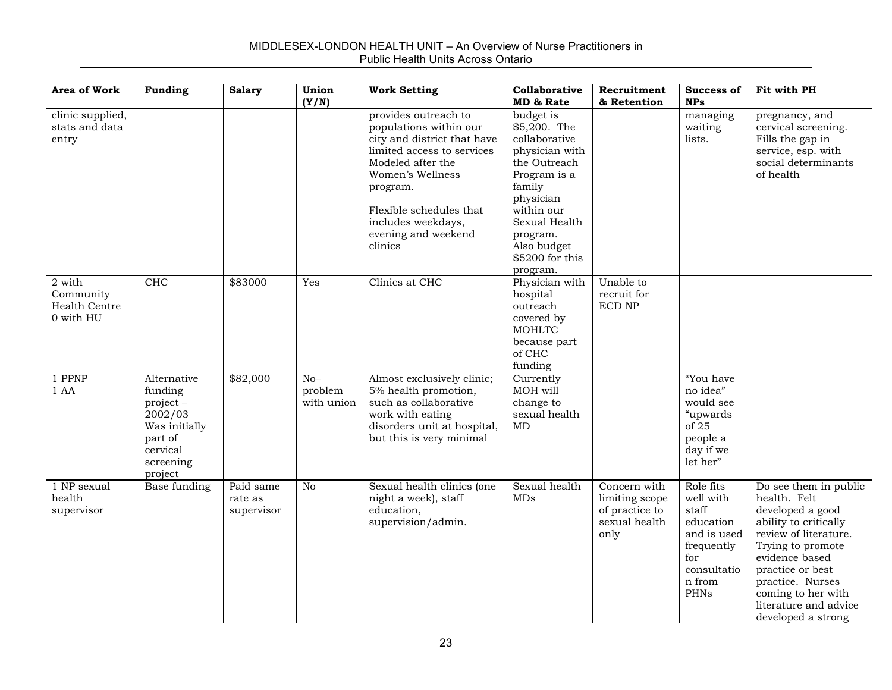| Area of Work | Funding | Salary | Union (Y/N) | Work Setting | Collaborative MD & Rate | Recruitment & Retention | Success of NPs | Fit with PH |
|---|---|---|---|---|---|---|---|---|
| clinic supplied, stats and data entry | | | | provides outreach to populations within our city and district that have limited access to services Modeled after the Women's Wellness program.<br><br>Flexible schedules that includes weekdays, evening and weekend clinics | budget is $5,200. The collaborative physician with the Outreach Program is a family physician within our Sexual Health program. Also budget $5200 for this program. | | managing waiting lists. | pregnancy, and cervical screening. Fills the gap in service, esp. with social determinants of health |
| 2 with Community Health Centre 0 with HU | CHC | $83000 | Yes | Clinics at CHC | Physician with hospital outreach covered by MOHLTC because part of CHC funding | Unable to recruit for ECD NP | | |
| 1 PPNP 1 AA | Alternative funding project – 2002/03 Was initially part of cervical screening project | $82,000 | No– problem with union | Almost exclusively clinic; 5% health promotion, such as collaborative work with eating disorders unit at hospital, but this is very minimal | Currently MOH will change to sexual health MD | | "You have no idea" would see "upwards of 25 people a day if we let her" | |
| 1 NP sexual health supervisor | Base funding | Paid same rate as supervisor | No | Sexual health clinics (one night a week), staff education, supervision/admin. | Sexual health MDs | Concern with limiting scope of practice to sexual health only | Role fits well with staff education and is used frequently for consultation from PHNs | Do see them in public health. Felt developed a good ability to critically review of literature. Trying to promote evidence based practice or best practice. Nurses coming to her with literature and advice developed a strong |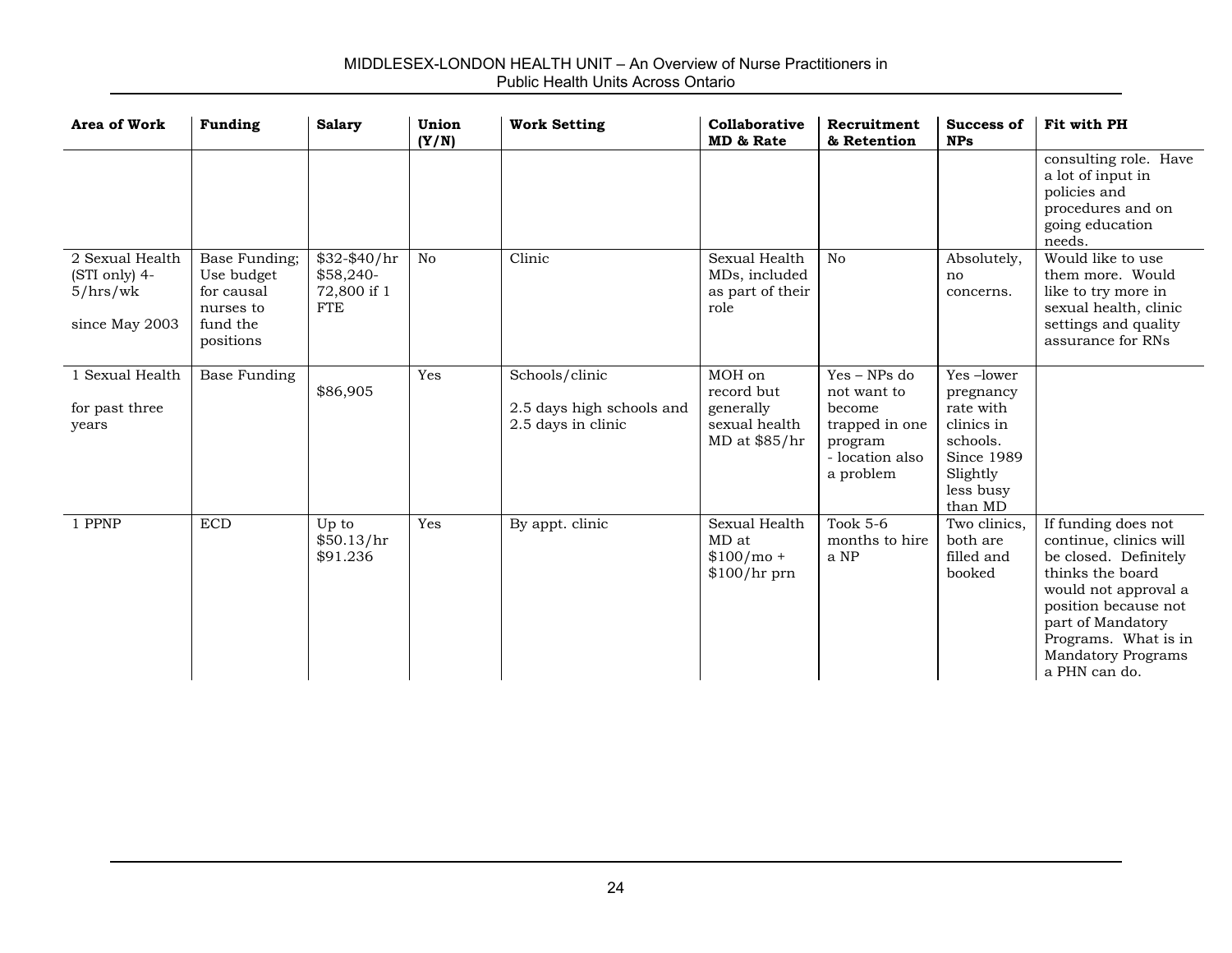| Area of Work | Funding | Salary | Union (Y/N) | Work Setting | Collaborative MD & Rate | Recruitment & Retention | Success of NPs | Fit with PH |
|---|---|---|---|---|---|---|---|---|
| | | | | | | | | consulting role. Have a lot of input in policies and procedures and on going education needs. |
| 2 Sexual Health (STI only) 4-5/hrs/wk<br><br>since May 2003 | Base Funding; Use budget for causal nurses to fund the positions | $32-$40/hr $58,240-72,800 if 1 FTE | No | Clinic | Sexual Health MDs, included as part of their role | No | Absolutely, no concerns. | Would like to use them more. Would like to try more in sexual health, clinic settings and quality assurance for RNs |
| 1 Sexual Health<br><br>for past three years | Base Funding | $86,905 | Yes | Schools/clinic<br><br>2.5 days high schools and 2.5 days in clinic | MOH on record but generally sexual health MD at $85/hr | Yes – NPs do not want to become trapped in one program - location also a problem | Yes –lower pregnancy rate with clinics in schools. Since 1989 Slightly less busy than MD | |
| 1 PPNP | ECD | Up to $50.13/hr $91.236 | Yes | By appt. clinic | Sexual Health MD at $100/mo + $100/hr prn | Took 5-6 months to hire a NP | Two clinics, both are filled and booked | If funding does not continue, clinics will be closed. Definitely thinks the board would not approval a position because not part of Mandatory Programs. What is in Mandatory Programs a PHN can do. |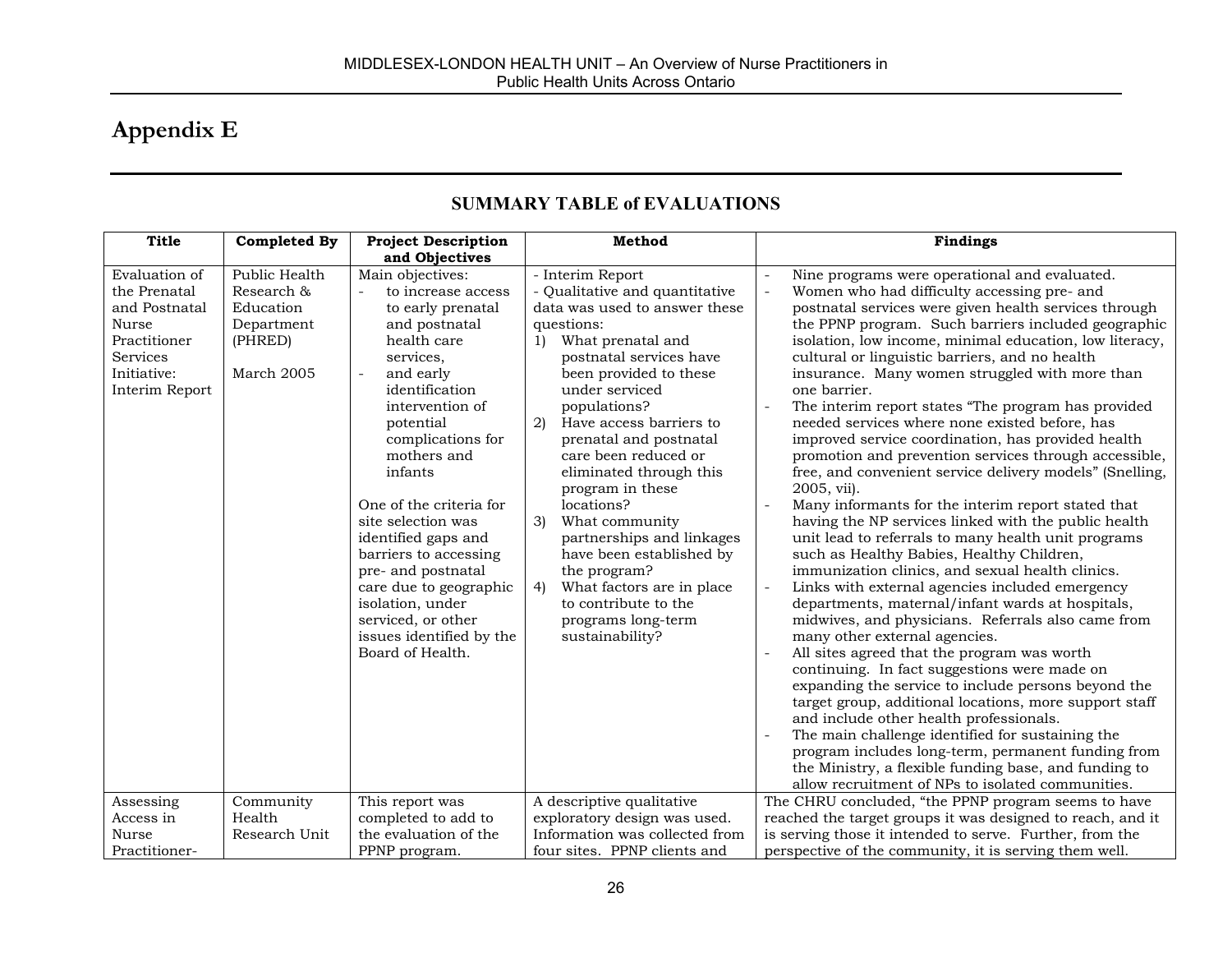# Appendix E

## SUMMARY TABLE of EVALUATIONS

| Title | Completed By | Project Description and Objectives | Method | Findings |
|---|---|---|---|---|
| Evaluation of the Prenatal and Postnatal Nurse Practitioner Services Initiative: Interim Report | Public Health Research & Education Department (PHRED)<br><br>March 2005 | Main objectives:<br>- to increase access to early prenatal and postnatal health care services,<br>- and early identification intervention of potential complications for mothers and infants<br><br>One of the criteria for site selection was identified gaps and barriers to accessing pre- and postnatal care due to geographic isolation, under serviced, or other issues identified by the Board of Health. | - Interim Report<br>- Qualitative and quantitative data was used to answer these questions:<br>1) What prenatal and postnatal services have been provided to these under serviced populations?<br>2) Have access barriers to prenatal and postnatal care been reduced or eliminated through this program in these locations?<br>3) What community partnerships and linkages have been established by the program?<br>4) What factors are in place to contribute to the programs long-term sustainability? | - Nine programs were operational and evaluated.<br>- Women who had difficulty accessing pre- and postnatal services were given health services through the PPNP program. Such barriers included geographic isolation, low income, minimal education, low literacy, cultural or linguistic barriers, and no health insurance. Many women struggled with more than one barrier.<br>- The interim report states "The program has provided needed services where none existed before, has improved service coordination, has provided health promotion and prevention services through accessible, free, and convenient service delivery models" (Snelling, 2005, vii).<br>- Many informants for the interim report stated that having the NP services linked with the public health unit lead to referrals to many health unit programs such as Healthy Babies, Healthy Children, immunization clinics, and sexual health clinics.<br>- Links with external agencies included emergency departments, maternal/infant wards at hospitals, midwives, and physicians. Referrals also came from many other external agencies.<br>- All sites agreed that the program was worth continuing. In fact suggestions were made on expanding the service to include persons beyond the target group, additional locations, more support staff and include other health professionals.<br>- The main challenge identified for sustaining the program includes long-term, permanent funding from the Ministry, a flexible funding base, and funding to allow recruitment of NPs to isolated communities. |
| Assessing Access in Nurse Practitioner- | Community Health Research Unit | This report was completed to add to the evaluation of the PPNP program. | A descriptive qualitative exploratory design was used. Information was collected from four sites. PPNP clients and | The CHRU concluded, "the PPNP program seems to have reached the target groups it was designed to reach, and it is serving those it intended to serve. Further, from the perspective of the community, it is serving them well. |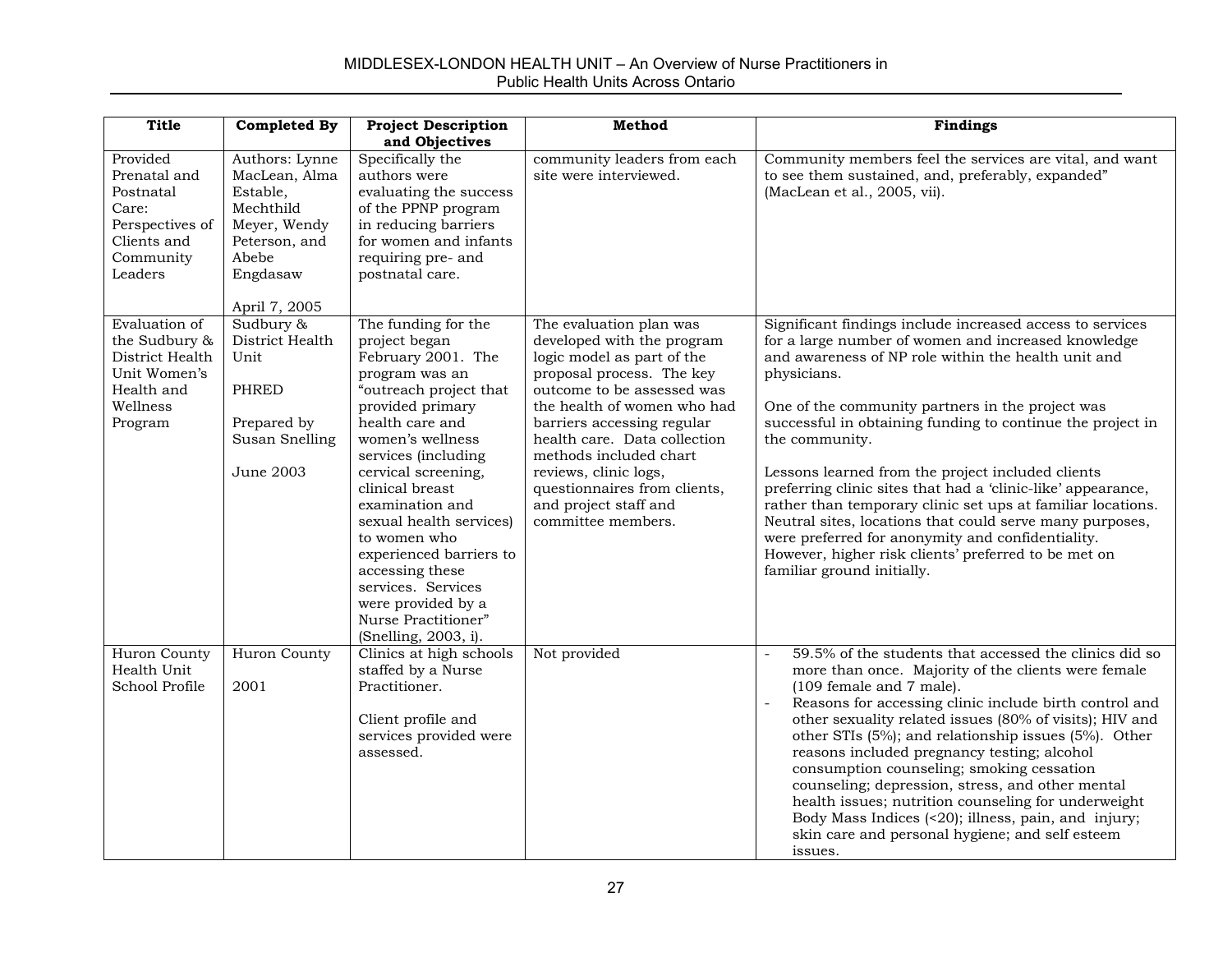| Title | Completed By | Project Description and Objectives | Method | Findings |
|---|---|---|---|---|
| Provided Prenatal and Postnatal Care: Perspectives of Clients and Community Leaders | Authors: Lynne MacLean, Alma Estable, Mechthild Meyer, Wendy Peterson, and Abebe Engdasaw<br><br>April 7, 2005 | Specifically the authors were evaluating the success of the PPNP program in reducing barriers for women and infants requiring pre- and postnatal care. | community leaders from each site were interviewed. | Community members feel the services are vital, and want to see them sustained, and, preferably, expanded" (MacLean et al., 2005, vii). |
| Evaluation of the Sudbury & District Health Unit Women's Health and Wellness Program | Sudbury & District Health Unit<br><br>PHRED<br><br>Prepared by Susan Snelling<br><br>June 2003 | The funding for the project began February 2001. The program was an "outreach project that provided primary health care and women's wellness services (including cervical screening, clinical breast examination and sexual health services) to women who experienced barriers to accessing these services. Services were provided by a Nurse Practitioner" (Snelling, 2003, i). | The evaluation plan was developed with the program logic model as part of the proposal process. The key outcome to be assessed was the health of women who had barriers accessing regular health care. Data collection methods included chart reviews, clinic logs, questionnaires from clients, and project staff and committee members. | Significant findings include increased access to services for a large number of women and increased knowledge and awareness of NP role within the health unit and physicians.<br><br>One of the community partners in the project was successful in obtaining funding to continue the project in the community.<br><br>Lessons learned from the project included clients preferring clinic sites that had a 'clinic-like' appearance, rather than temporary clinic set ups at familiar locations. Neutral sites, locations that could serve many purposes, were preferred for anonymity and confidentiality. However, higher risk clients' preferred to be met on familiar ground initially. |
| Huron County Health Unit School Profile | Huron County<br><br>2001 | Clinics at high schools staffed by a Nurse Practitioner.<br><br>Client profile and services provided were assessed. | Not provided | - 59.5% of the students that accessed the clinics did so more than once. Majority of the clients were female (109 female and 7 male).<br>- Reasons for accessing clinic include birth control and other sexuality related issues (80% of visits); HIV and other STIs (5%); and relationship issues (5%). Other reasons included pregnancy testing; alcohol consumption counseling; smoking cessation counseling; depression, stress, and other mental health issues; nutrition counseling for underweight Body Mass Indices (<20); illness, pain, and injury; skin care and personal hygiene; and self esteem issues. |